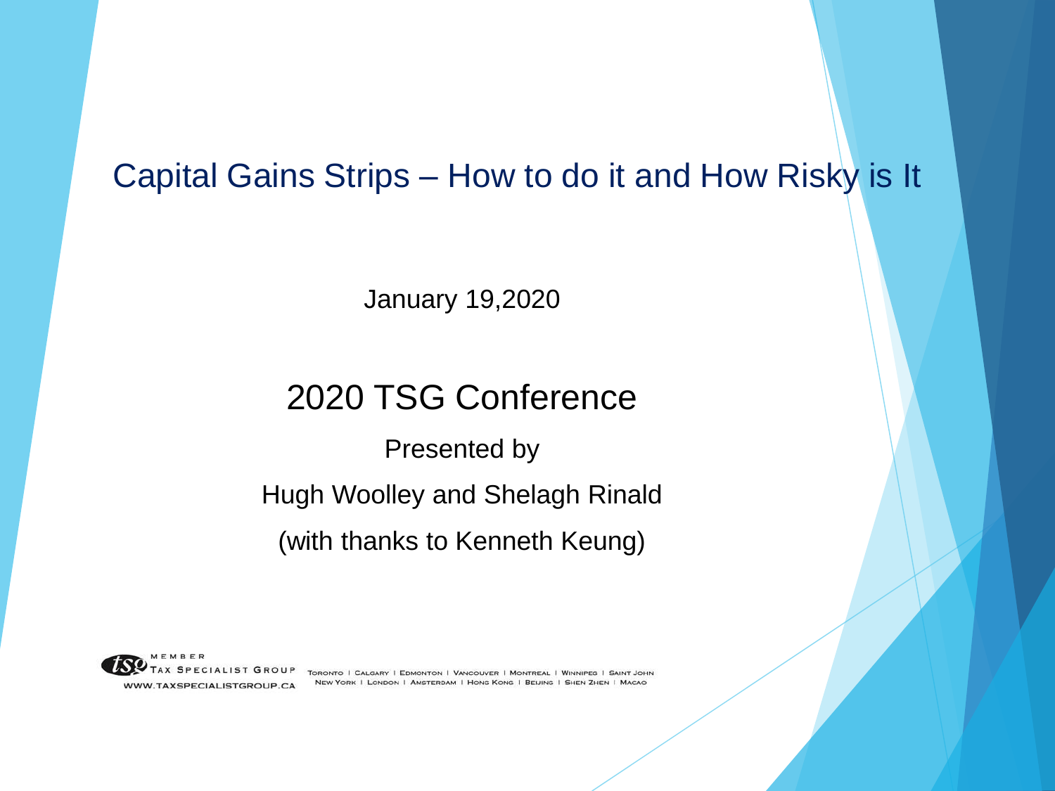# Capital Gains Strips – How to do it and How Risky is It

January 19,2020

## 2020 TSG Conference

Presented by

Hugh Woolley and Shelagh Rinald

(with thanks to Kenneth Keung)

MEMBER TAX SPECIALIST GROUP
WWW.TAXSPECIALISTGROUP.CA

TORONTO | CALGARY | EDMONTON | VANCOUVER | MONTREAL | WINNIPEG | SAINT JOHN
NEW YORK | LONDON | AMSTERDAM | HONG KONG | BEIJING | SHEN ZHEN | MACAO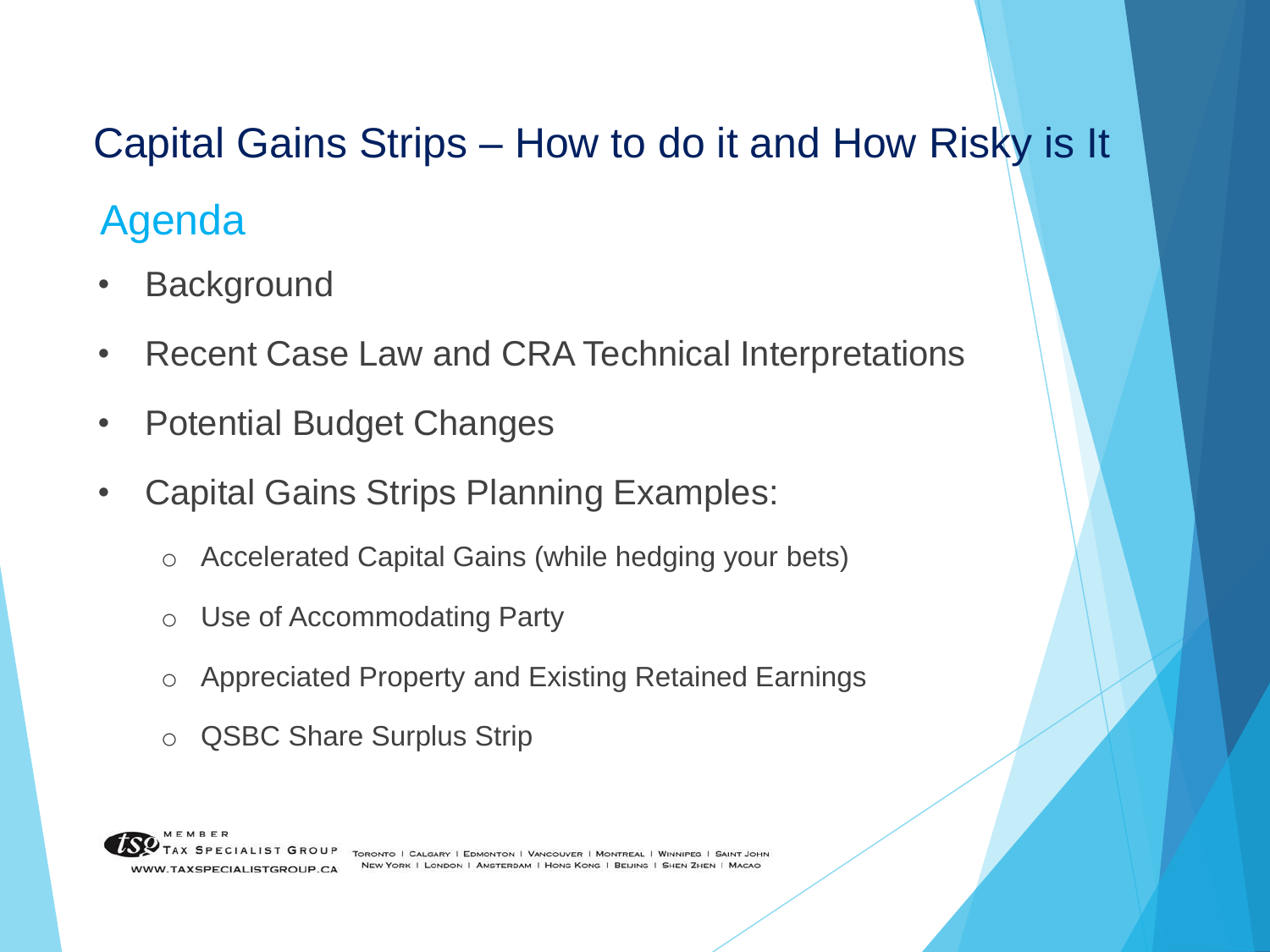# Capital Gains Strips – How to do it and How Risky is It

## Agenda

- Background
- Recent Case Law and CRA Technical Interpretations
- Potential Budget Changes
- Capital Gains Strips Planning Examples:
  - Accelerated Capital Gains (while hedging your bets)
  - Use of Accommodating Party
  - Appreciated Property and Existing Retained Earnings
  - QSBC Share Surplus Strip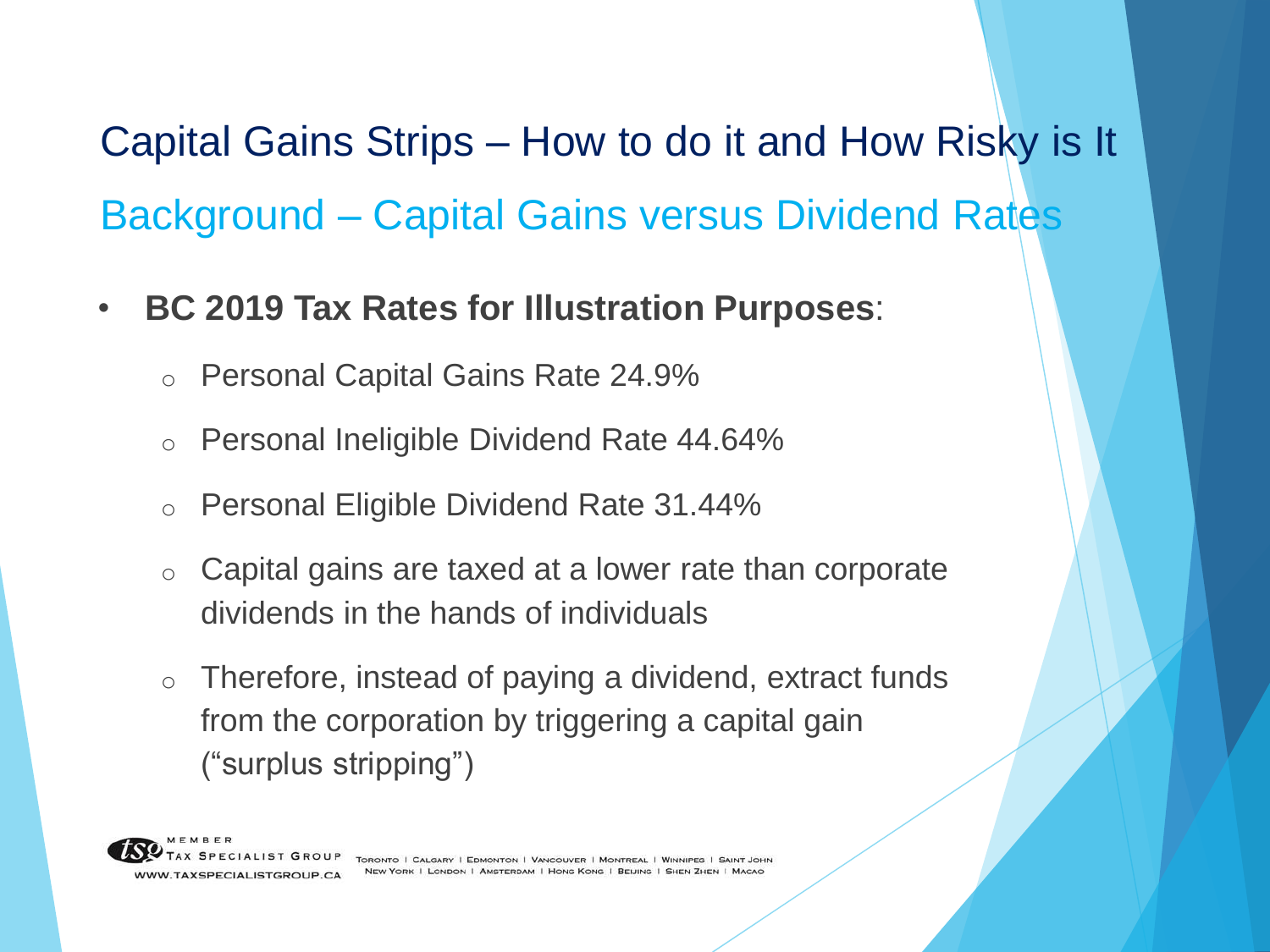# Capital Gains Strips – How to do it and How Risky is It

## Background – Capital Gains versus Dividend Rates

- **BC 2019 Tax Rates for Illustration Purposes**:
  - Personal Capital Gains Rate 24.9%
  - Personal Ineligible Dividend Rate 44.64%
  - Personal Eligible Dividend Rate 31.44%
  - Capital gains are taxed at a lower rate than corporate dividends in the hands of individuals
  - Therefore, instead of paying a dividend, extract funds from the corporation by triggering a capital gain ("surplus stripping")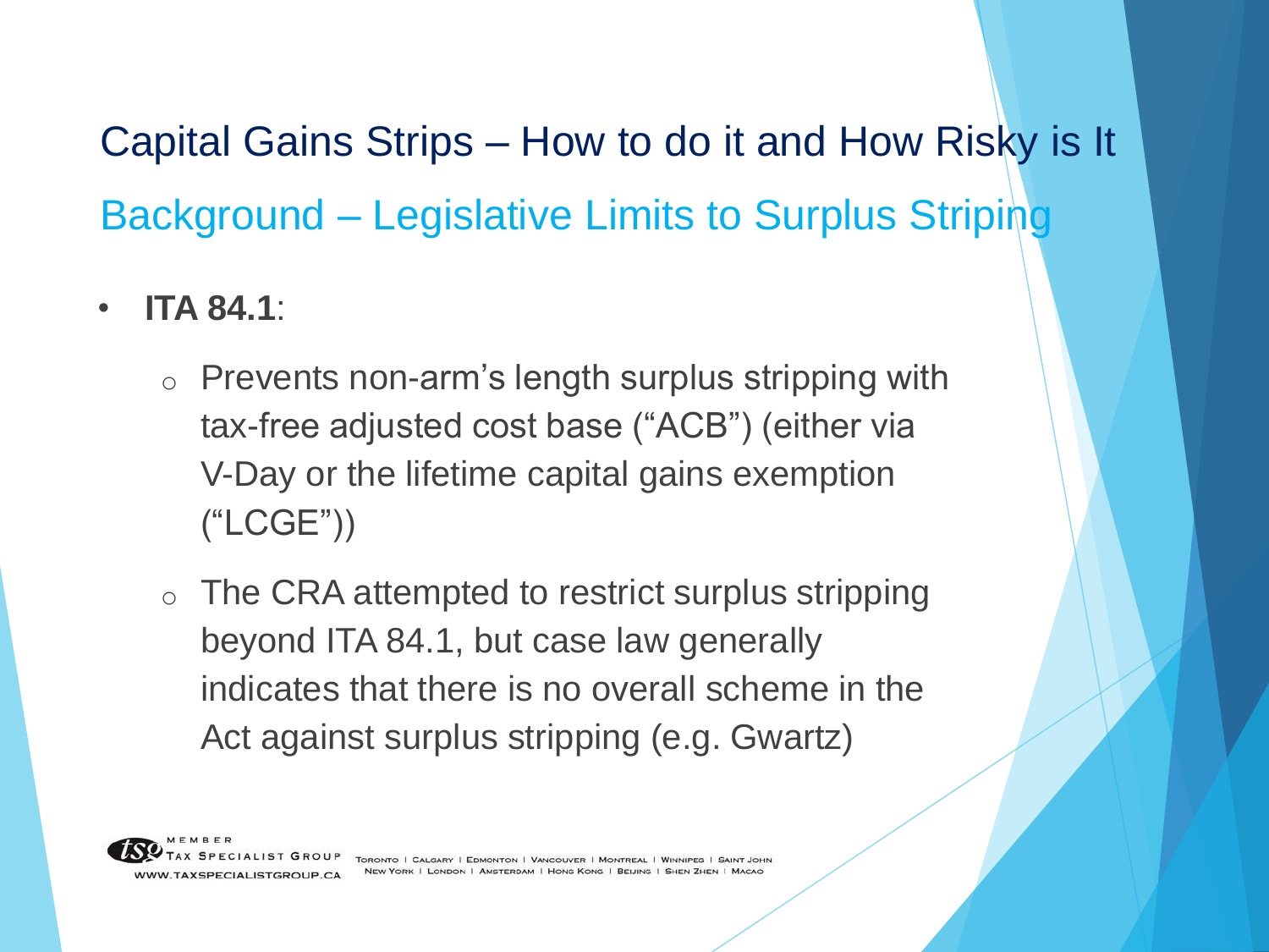# Capital Gains Strips – How to do it and How Risky is It

## Background – Legislative Limits to Surplus Striping

- **ITA 84.1**:
  - Prevents non-arm's length surplus stripping with tax-free adjusted cost base ("ACB") (either via V-Day or the lifetime capital gains exemption ("LCGE"))
  - The CRA attempted to restrict surplus stripping beyond ITA 84.1, but case law generally indicates that there is no overall scheme in the Act against surplus stripping (e.g. Gwartz)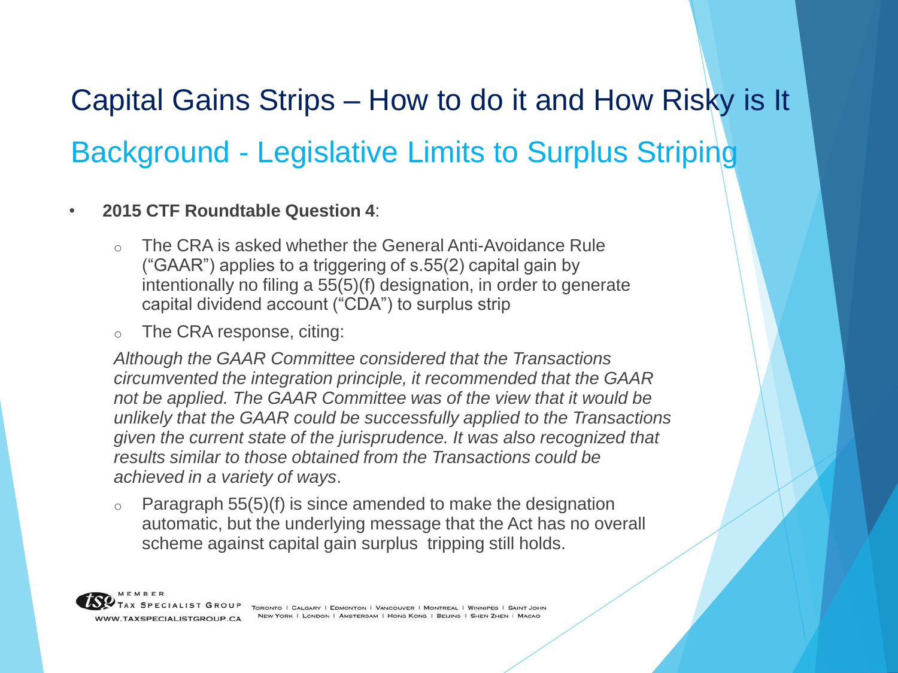# Capital Gains Strips – How to do it and How Risky is It

## Background - Legislative Limits to Surplus Striping

- **2015 CTF Roundtable Question 4**:
  - The CRA is asked whether the General Anti-Avoidance Rule ("GAAR") applies to a triggering of s.55(2) capital gain by intentionally no filing a 55(5)(f) designation, in order to generate capital dividend account ("CDA") to surplus strip
  - The CRA response, citing:

    *Although the GAAR Committee considered that the Transactions circumvented the integration principle, it recommended that the GAAR not be applied. The GAAR Committee was of the view that it would be unlikely that the GAAR could be successfully applied to the Transactions given the current state of the jurisprudence. It was also recognized that results similar to those obtained from the Transactions could be achieved in a variety of ways*.

  - Paragraph 55(5)(f) is since amended to make the designation automatic, but the underlying message that the Act has no overall scheme against capital gain surplus tripping still holds.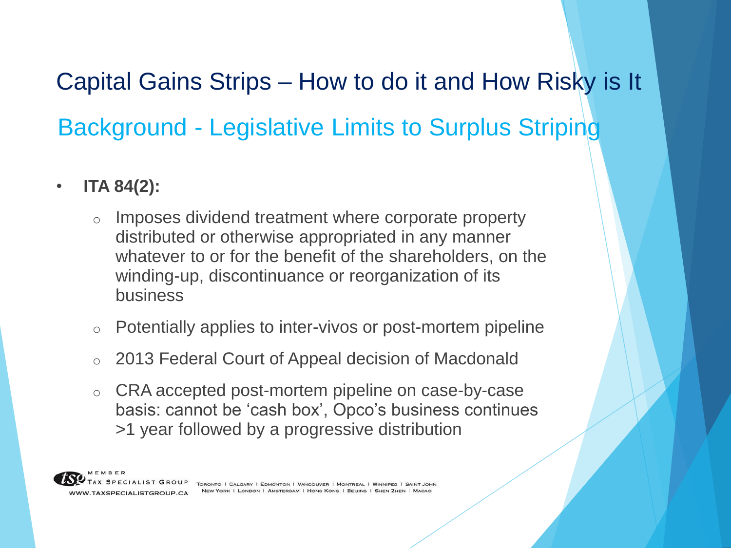# Capital Gains Strips – How to do it and How Risky is It

## Background - Legislative Limits to Surplus Striping

- **ITA 84(2):**
  - Imposes dividend treatment where corporate property distributed or otherwise appropriated in any manner whatever to or for the benefit of the shareholders, on the winding-up, discontinuance or reorganization of its business
  - Potentially applies to inter-vivos or post-mortem pipeline
  - 2013 Federal Court of Appeal decision of Macdonald
  - CRA accepted post-mortem pipeline on case-by-case basis: cannot be 'cash box', Opco's business continues >1 year followed by a progressive distribution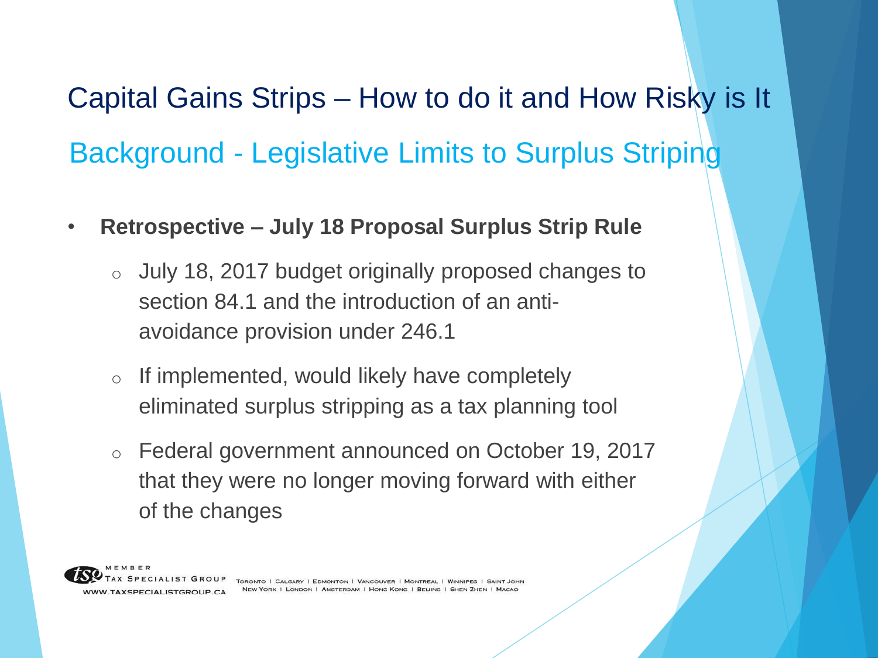# Capital Gains Strips – How to do it and How Risky is It

## Background - Legislative Limits to Surplus Striping

- **Retrospective – July 18 Proposal Surplus Strip Rule**
  - July 18, 2017 budget originally proposed changes to section 84.1 and the introduction of an anti-avoidance provision under 246.1
  - If implemented, would likely have completely eliminated surplus stripping as a tax planning tool
  - Federal government announced on October 19, 2017 that they were no longer moving forward with either of the changes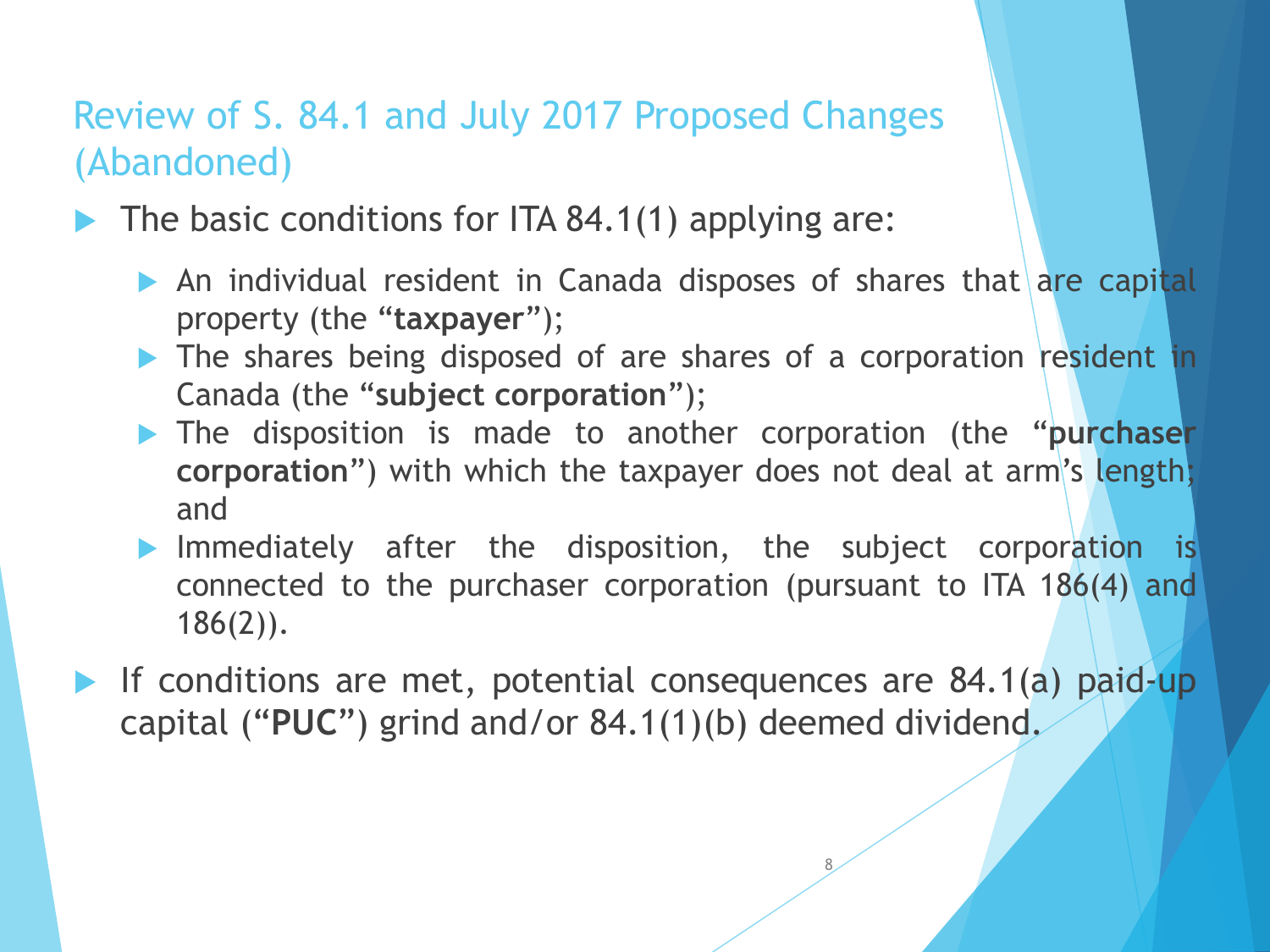# Review of S. 84.1 and July 2017 Proposed Changes (Abandoned)

- The basic conditions for ITA 84.1(1) applying are:
  - An individual resident in Canada disposes of shares that are capital property (the "**taxpayer**");
  - The shares being disposed of are shares of a corporation resident in Canada (the "**subject corporation**");
  - The disposition is made to another corporation (the "**purchaser corporation**") with which the taxpayer does not deal at arm's length; and
  - Immediately after the disposition, the subject corporation is connected to the purchaser corporation (pursuant to ITA 186(4) and 186(2)).
- If conditions are met, potential consequences are 84.1(a) paid-up capital ("**PUC**") grind and/or 84.1(1)(b) deemed dividend.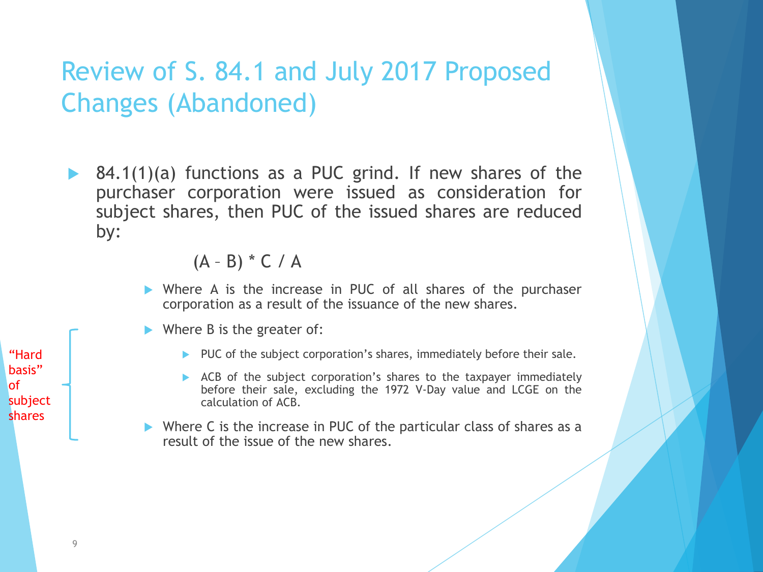# Review of S. 84.1 and July 2017 Proposed Changes (Abandoned)

- 84.1(1)(a) functions as a PUC grind. If new shares of the purchaser corporation were issued as consideration for subject shares, then PUC of the issued shares are reduced by:

$$(A - B) * C / A$$

  - Where A is the increase in PUC of all shares of the purchaser corporation as a result of the issuance of the new shares.
  - Where B is the greater of:
    - PUC of the subject corporation's shares, immediately before their sale.
    - ACB of the subject corporation's shares to the taxpayer immediately before their sale, excluding the 1972 V-Day value and LCGE on the calculation of ACB.
  - Where C is the increase in PUC of the particular class of shares as a result of the issue of the new shares.

"Hard basis" of subject shares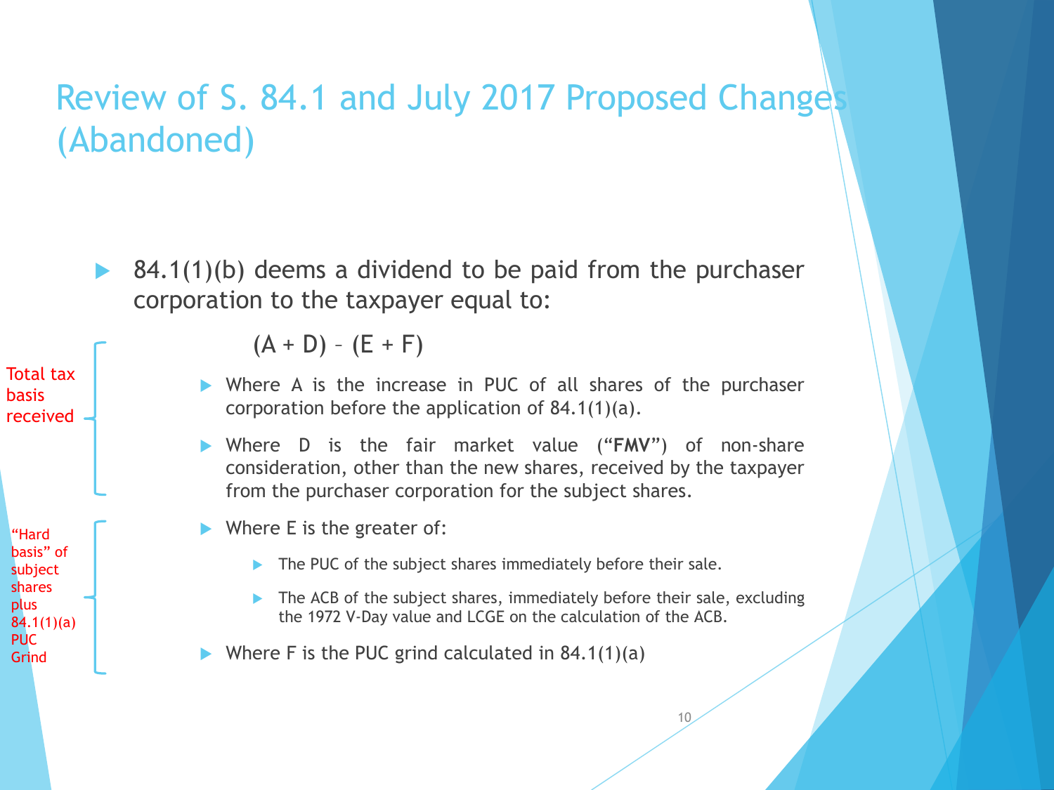# Review of S. 84.1 and July 2017 Proposed Changes (Abandoned)

- 84.1(1)(b) deems a dividend to be paid from the purchaser corporation to the taxpayer equal to:

$$(A + D) - (E + F)$$

Total tax basis received

- Where A is the increase in PUC of all shares of the purchaser corporation before the application of 84.1(1)(a).
- Where D is the fair market value (“**FMV**”) of non-share consideration, other than the new shares, received by the taxpayer from the purchaser corporation for the subject shares.

“Hard basis” of subject shares plus 84.1(1)(a) PUC Grind

- Where E is the greater of:
  - The PUC of the subject shares immediately before their sale.
  - The ACB of the subject shares, immediately before their sale, excluding the 1972 V-Day value and LCGE on the calculation of the ACB.
- Where F is the PUC grind calculated in 84.1(1)(a)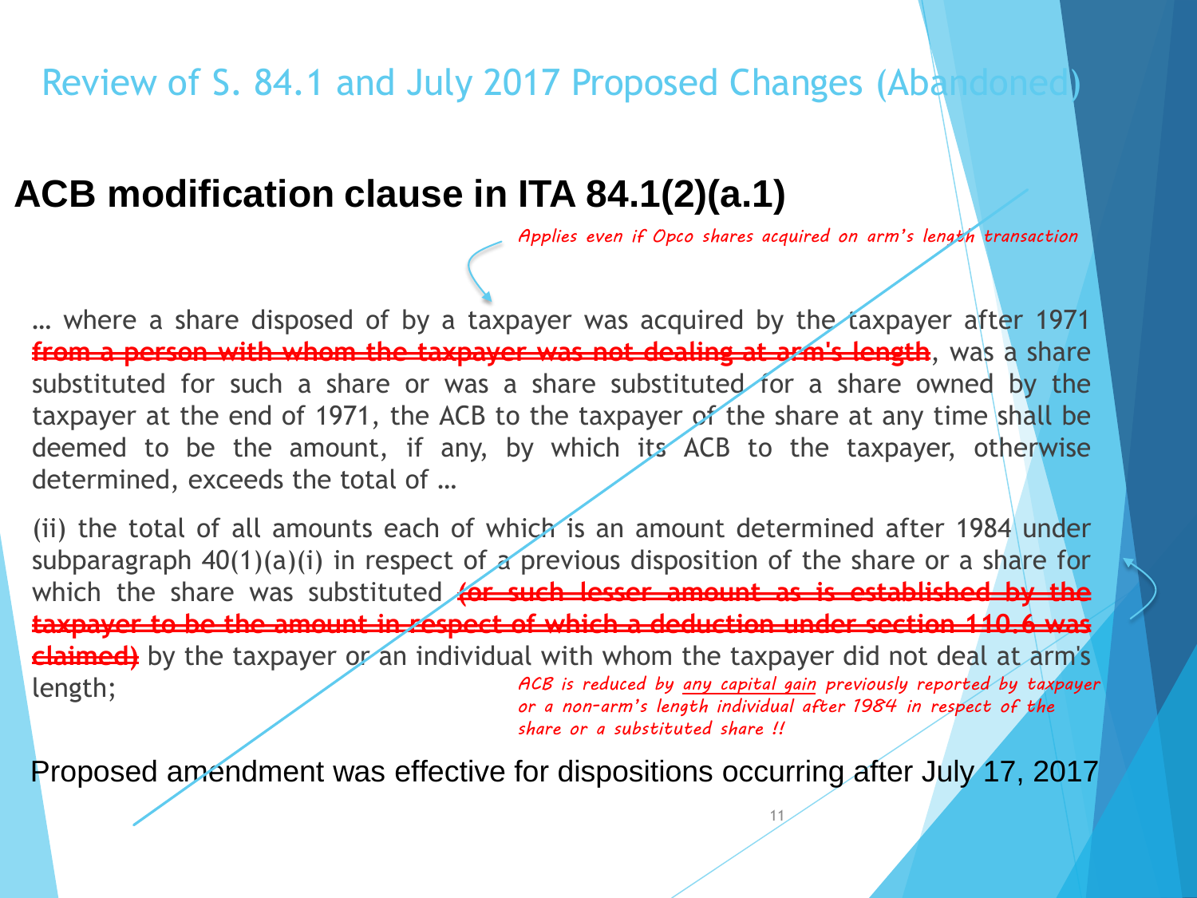# Review of S. 84.1 and July 2017 Proposed Changes (Abandoned)

## ACB modification clause in ITA 84.1(2)(a.1)

*Applies even if Opco shares acquired on arm's length transaction*

… where a share disposed of by a taxpayer was acquired by the taxpayer after 1971 ~~from a person with whom the taxpayer was not dealing at arm's length~~, was a share substituted for such a share or was a share substituted for a share owned by the taxpayer at the end of 1971, the ACB to the taxpayer of the share at any time shall be deemed to be the amount, if any, by which its ACB to the taxpayer, otherwise determined, exceeds the total of …

(ii) the total of all amounts each of which is an amount determined after 1984 under subparagraph 40(1)(a)(i) in respect of a previous disposition of the share or a share for which the share was substituted ~~(or such lesser amount as is established by the taxpayer to be the amount in respect of which a deduction under section 110.6 was claimed)~~ by the taxpayer or an individual with whom the taxpayer did not deal at arm's length;

*ACB is reduced by any capital gain previously reported by taxpayer or a non-arm's length individual after 1984 in respect of the share or a substituted share !!*

Proposed amendment was effective for dispositions occurring after July 17, 2017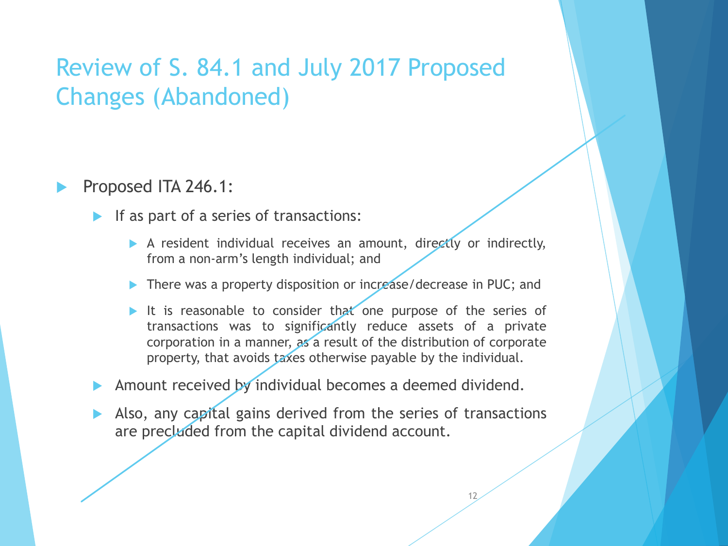# Review of S. 84.1 and July 2017 Proposed Changes (Abandoned)

- Proposed ITA 246.1:
  - If as part of a series of transactions:
    - A resident individual receives an amount, directly or indirectly, from a non-arm's length individual; and
    - There was a property disposition or increase/decrease in PUC; and
    - It is reasonable to consider that one purpose of the series of transactions was to significantly reduce assets of a private corporation in a manner, as a result of the distribution of corporate property, that avoids taxes otherwise payable by the individual.
  - Amount received by individual becomes a deemed dividend.
  - Also, any capital gains derived from the series of transactions are precluded from the capital dividend account.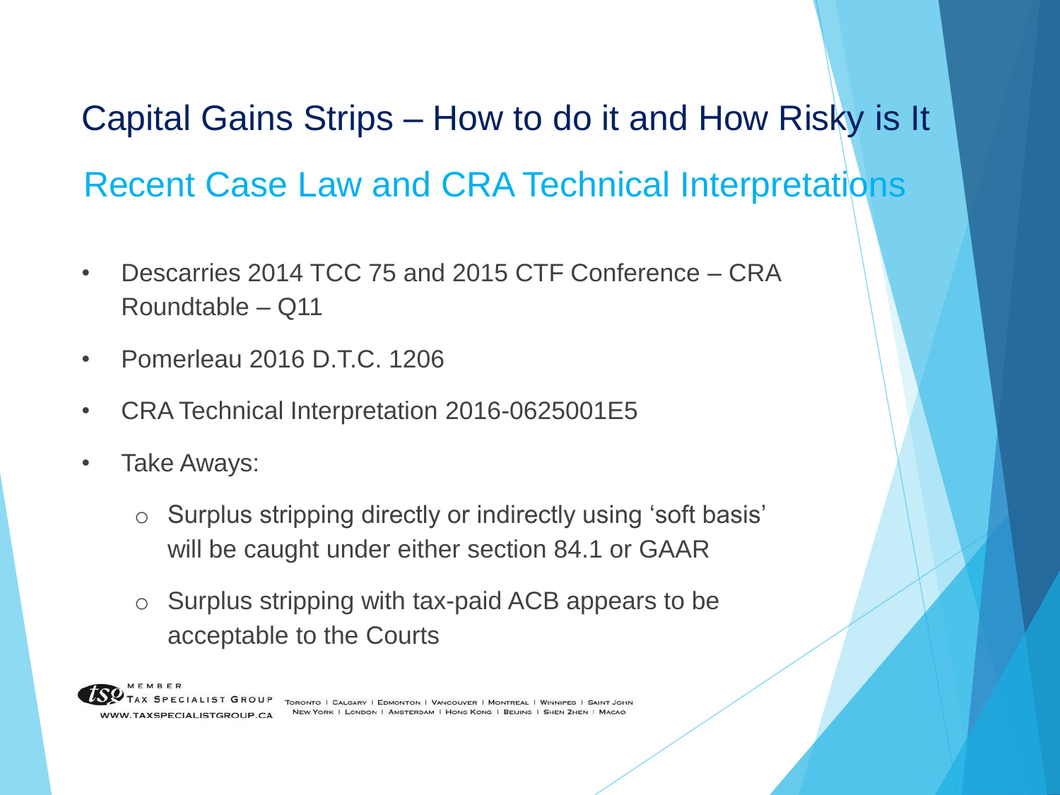# Capital Gains Strips – How to do it and How Risky is It

## Recent Case Law and CRA Technical Interpretations

- Descarries 2014 TCC 75 and 2015 CTF Conference – CRA Roundtable – Q11
- Pomerleau 2016 D.T.C. 1206
- CRA Technical Interpretation 2016-0625001E5
- Take Aways:
  - Surplus stripping directly or indirectly using 'soft basis' will be caught under either section 84.1 or GAAR
  - Surplus stripping with tax-paid ACB appears to be acceptable to the Courts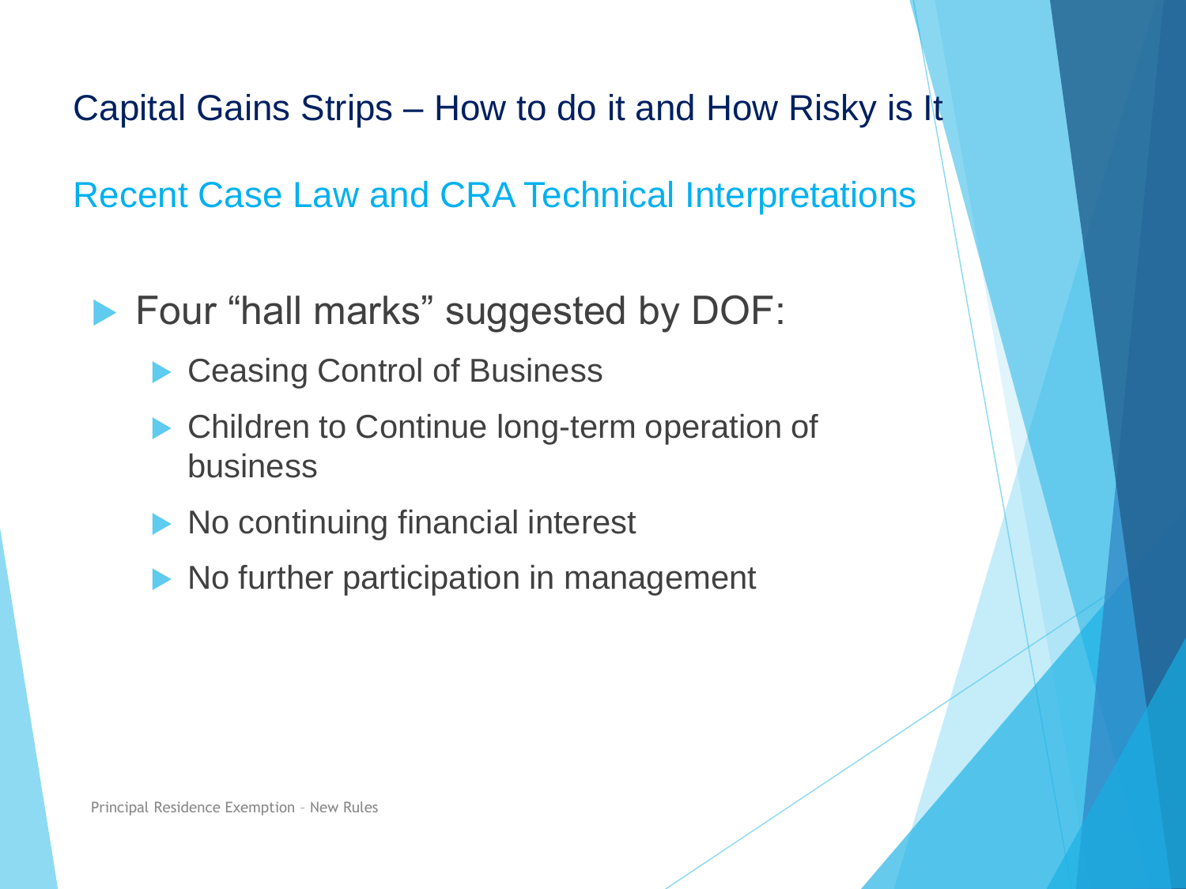# Capital Gains Strips – How to do it and How Risky is It

## Recent Case Law and CRA Technical Interpretations

- Four “hall marks” suggested by DOF:
  - Ceasing Control of Business
  - Children to Continue long-term operation of business
  - No continuing financial interest
  - No further participation in management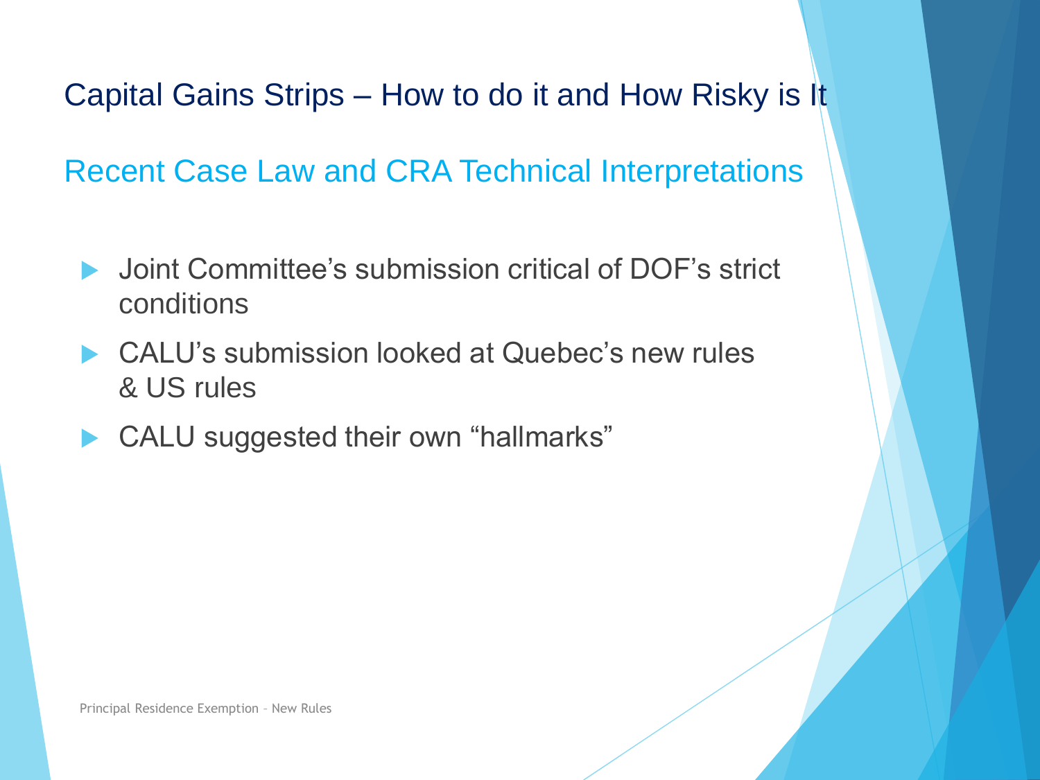# Capital Gains Strips – How to do it and How Risky is It

## Recent Case Law and CRA Technical Interpretations

- Joint Committee's submission critical of DOF's strict conditions
- CALU's submission looked at Quebec's new rules & US rules
- CALU suggested their own "hallmarks"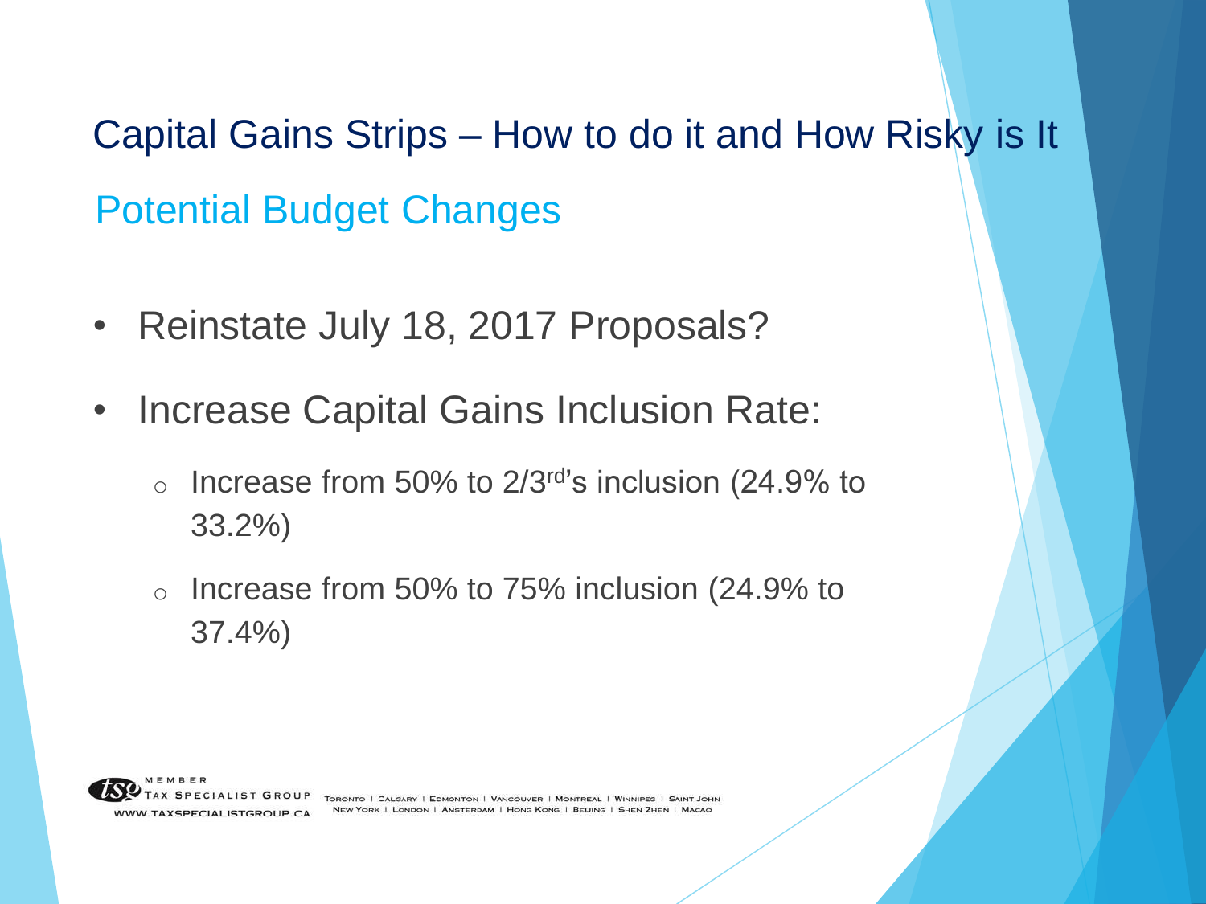# Capital Gains Strips – How to do it and How Risky is It

## Potential Budget Changes

- Reinstate July 18, 2017 Proposals?
- Increase Capital Gains Inclusion Rate:
  - Increase from 50% to 2/3rd's inclusion (24.9% to 33.2%)
  - Increase from 50% to 75% inclusion (24.9% to 37.4%)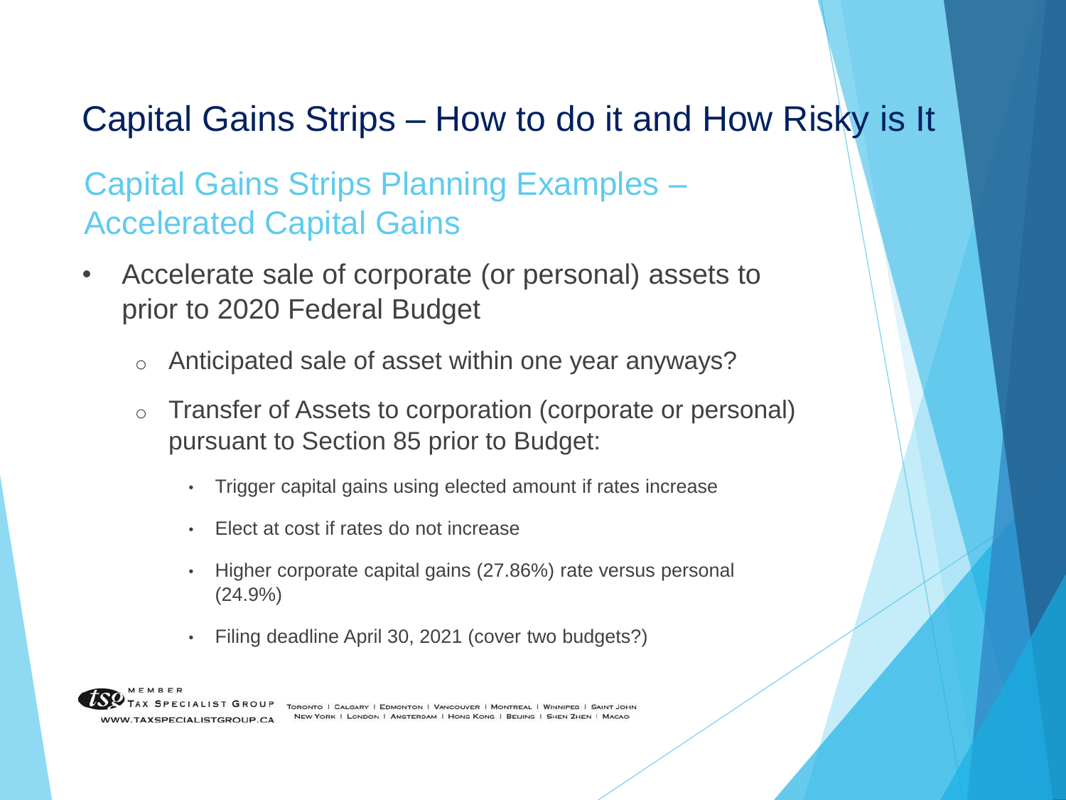# Capital Gains Strips – How to do it and How Risky is It

## Capital Gains Strips Planning Examples – Accelerated Capital Gains

- Accelerate sale of corporate (or personal) assets to prior to 2020 Federal Budget
  - Anticipated sale of asset within one year anyways?
  - Transfer of Assets to corporation (corporate or personal) pursuant to Section 85 prior to Budget:
    - Trigger capital gains using elected amount if rates increase
    - Elect at cost if rates do not increase
    - Higher corporate capital gains (27.86%) rate versus personal (24.9%)
    - Filing deadline April 30, 2021 (cover two budgets?)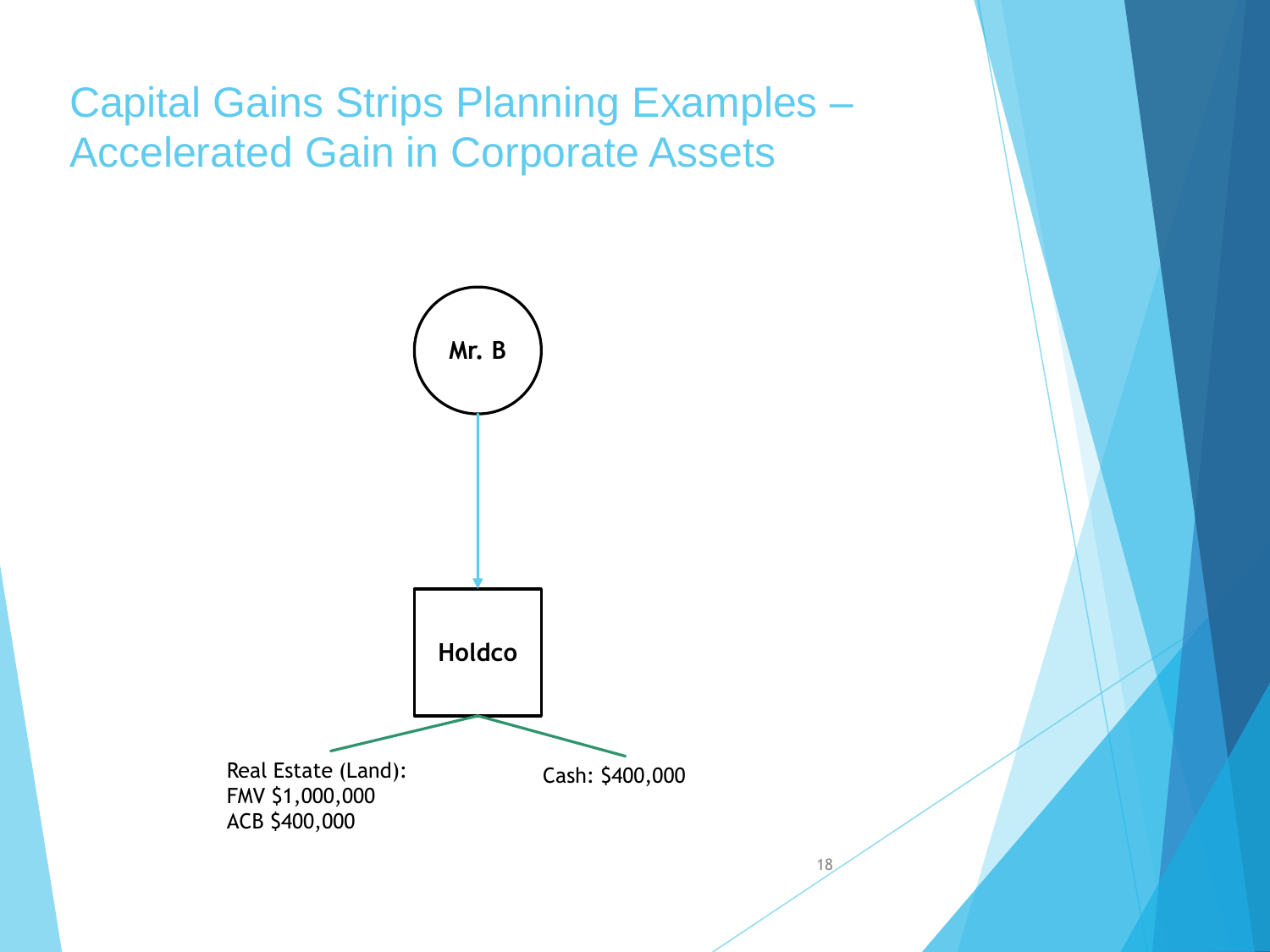# Capital Gains Strips Planning Examples – Accelerated Gain in Corporate Assets

**Mr. B**

**Holdco**

Real Estate (Land):
FMV $1,000,000
ACB $400,000

Cash: $400,000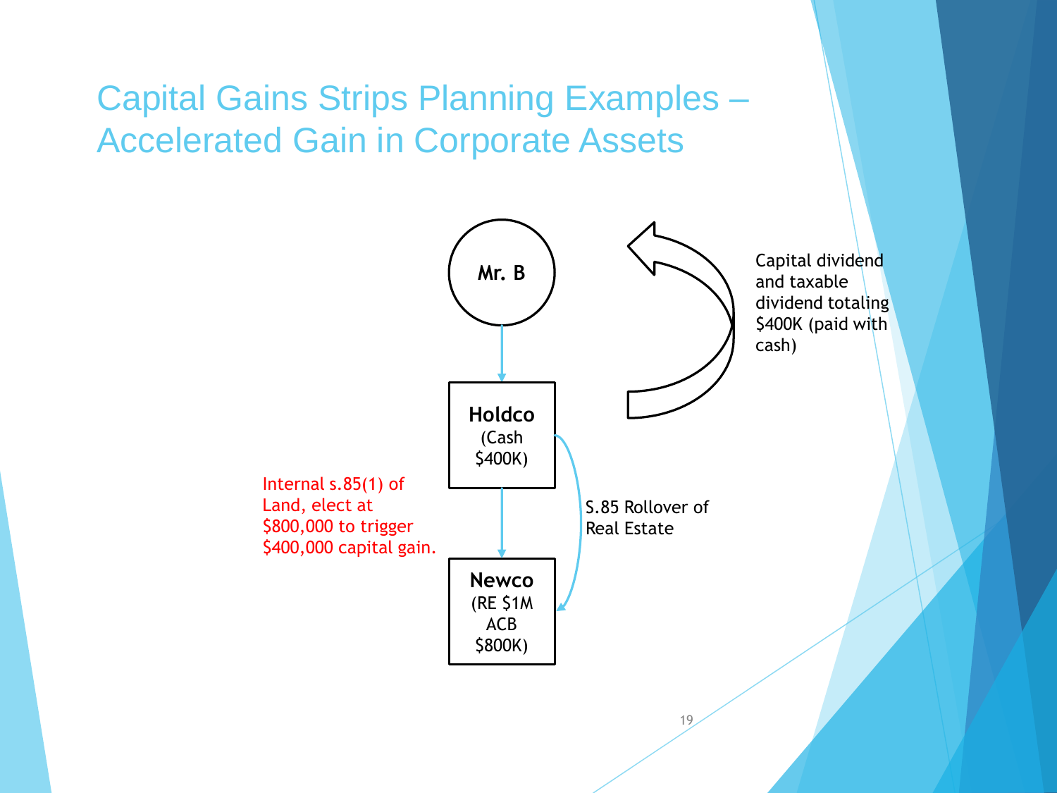# Capital Gains Strips Planning Examples – Accelerated Gain in Corporate Assets

Mr. B

Holdco (Cash $400K)

Newco (RE $1M ACB $800K)

Capital dividend and taxable dividend totaling $400K (paid with cash)

S.85 Rollover of Real Estate

Internal s.85(1) of Land, elect at $800,000 to trigger $400,000 capital gain.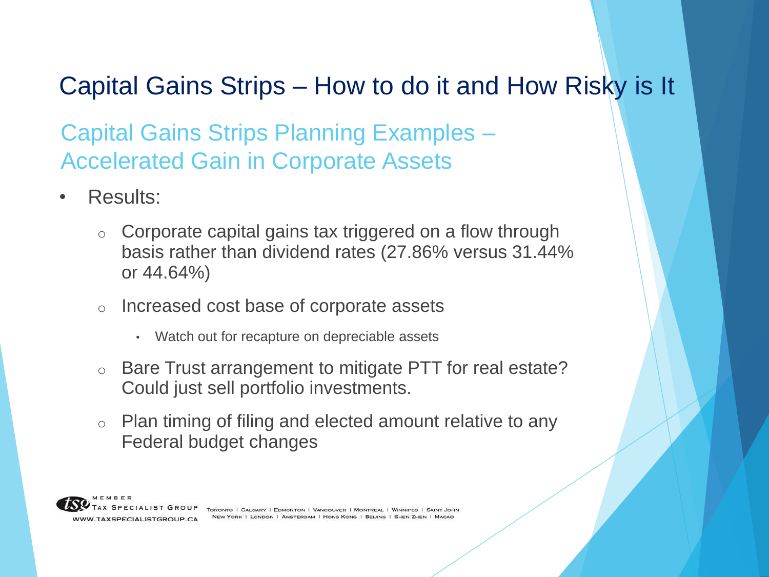# Capital Gains Strips – How to do it and How Risky is It

## Capital Gains Strips Planning Examples – Accelerated Gain in Corporate Assets

- Results:
  - Corporate capital gains tax triggered on a flow through basis rather than dividend rates (27.86% versus 31.44% or 44.64%)
  - Increased cost base of corporate assets
    - Watch out for recapture on depreciable assets
  - Bare Trust arrangement to mitigate PTT for real estate? Could just sell portfolio investments.
  - Plan timing of filing and elected amount relative to any Federal budget changes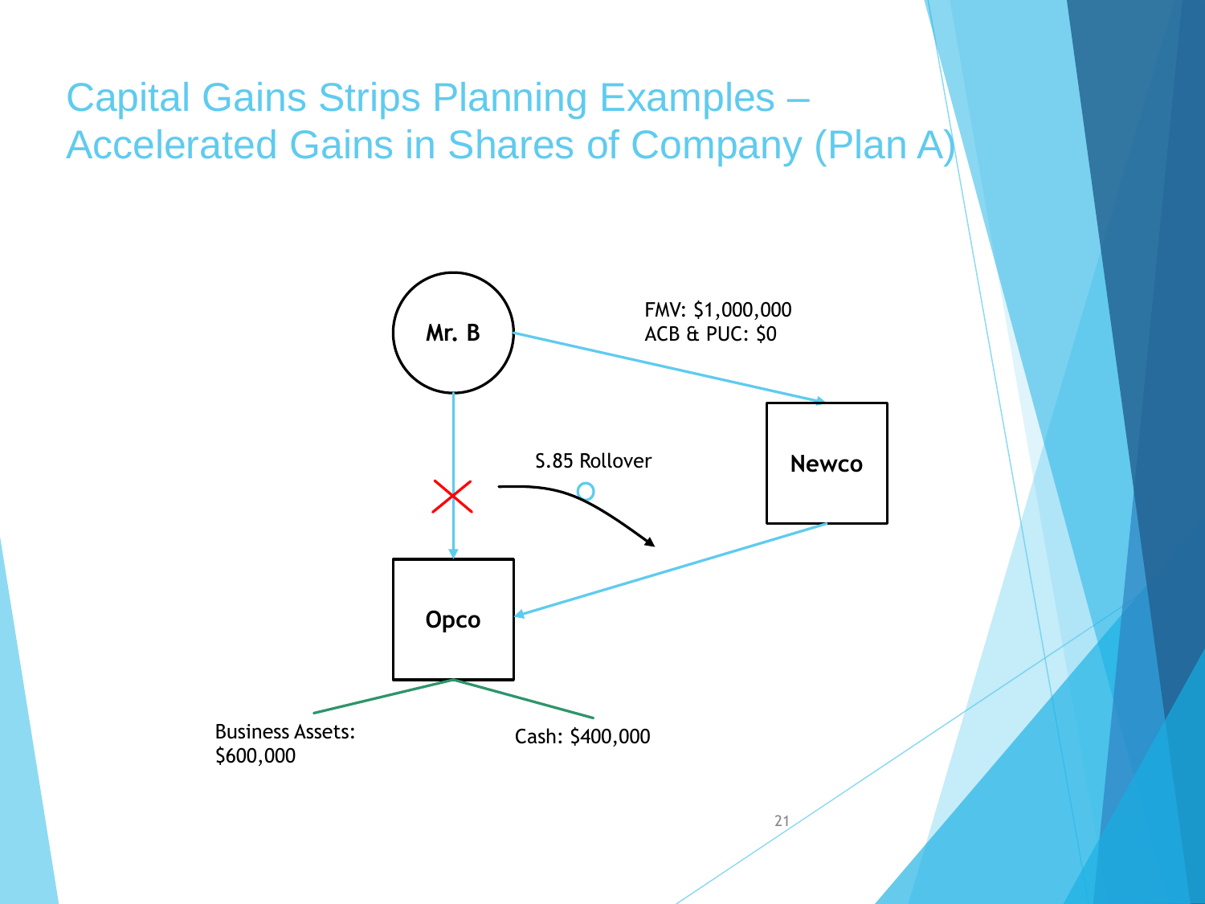# Capital Gains Strips Planning Examples – Accelerated Gains in Shares of Company (Plan A)

Mr. B

FMV: $1,000,000
ACB & PUC: $0

Newco

S.85 Rollover

Opco

Business Assets: $600,000

Cash: $400,000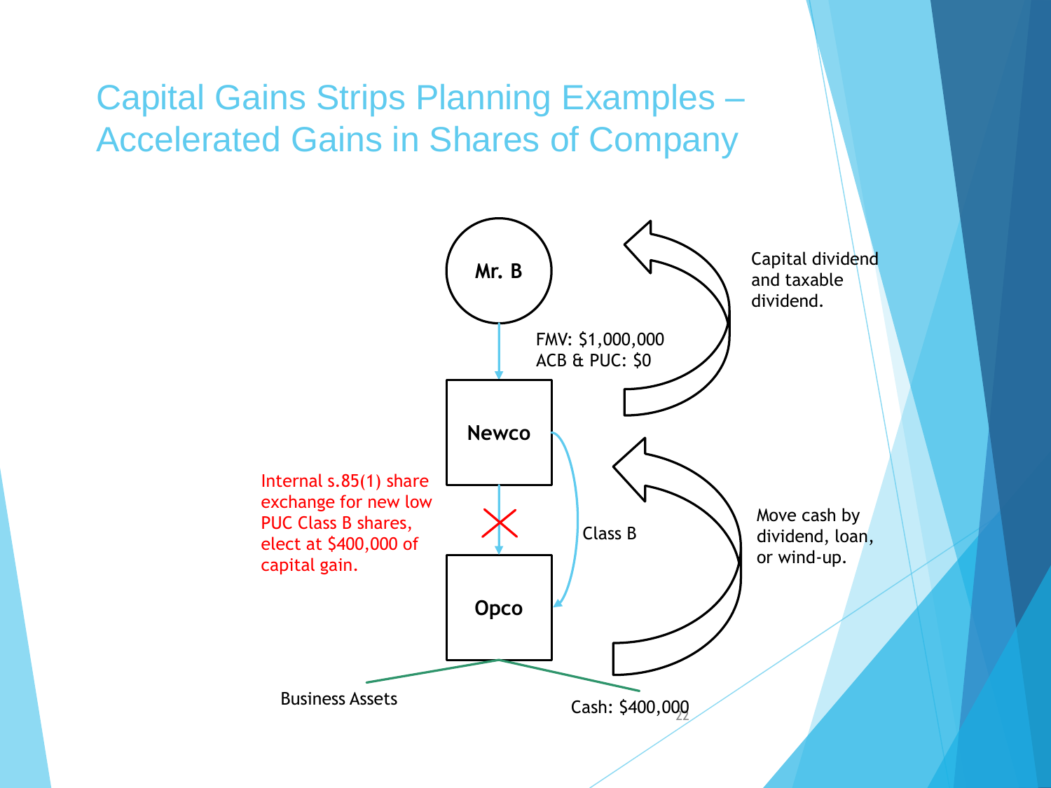# Capital Gains Strips Planning Examples – Accelerated Gains in Shares of Company

Mr. B

FMV: $1,000,000
ACB & PUC: $0

Capital dividend and taxable dividend.

Newco

Internal s.85(1) share exchange for new low PUC Class B shares, elect at $400,000 of capital gain.

Class B

Move cash by dividend, loan, or wind-up.

Opco

Business Assets

Cash: $400,000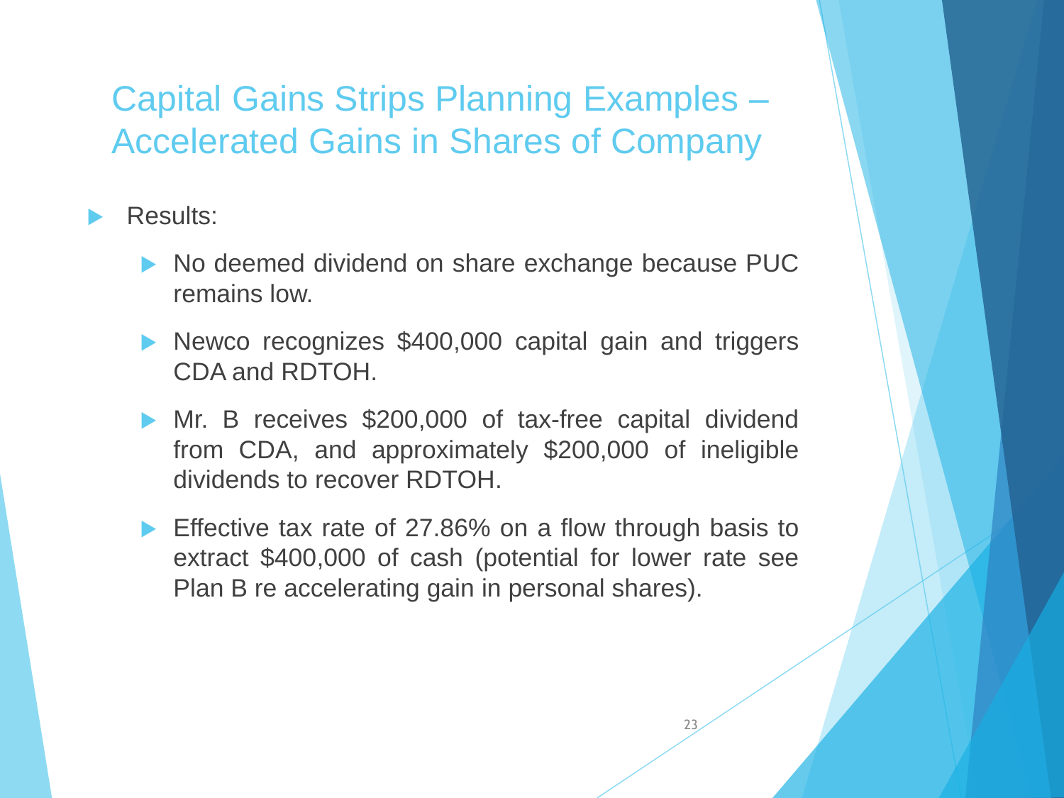# Capital Gains Strips Planning Examples – Accelerated Gains in Shares of Company

- Results:
  - No deemed dividend on share exchange because PUC remains low.
  - Newco recognizes $400,000 capital gain and triggers CDA and RDTOH.
  - Mr. B receives $200,000 of tax-free capital dividend from CDA, and approximately $200,000 of ineligible dividends to recover RDTOH.
  - Effective tax rate of 27.86% on a flow through basis to extract $400,000 of cash (potential for lower rate see Plan B re accelerating gain in personal shares).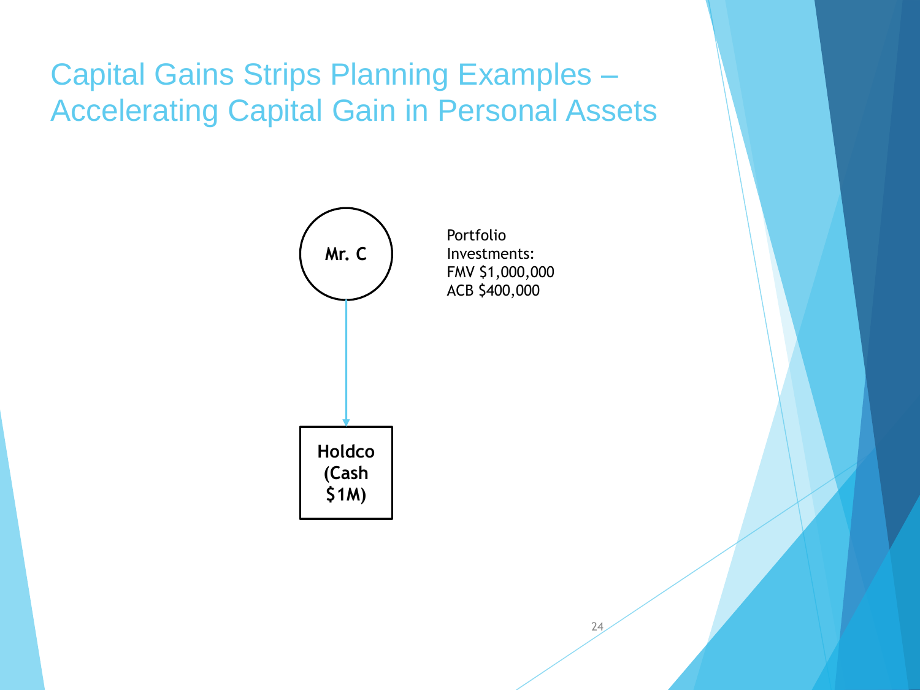# Capital Gains Strips Planning Examples – Accelerating Capital Gain in Personal Assets

Mr. C

Portfolio Investments:
FMV $1,000,000
ACB $400,000

Holdco (Cash $1M)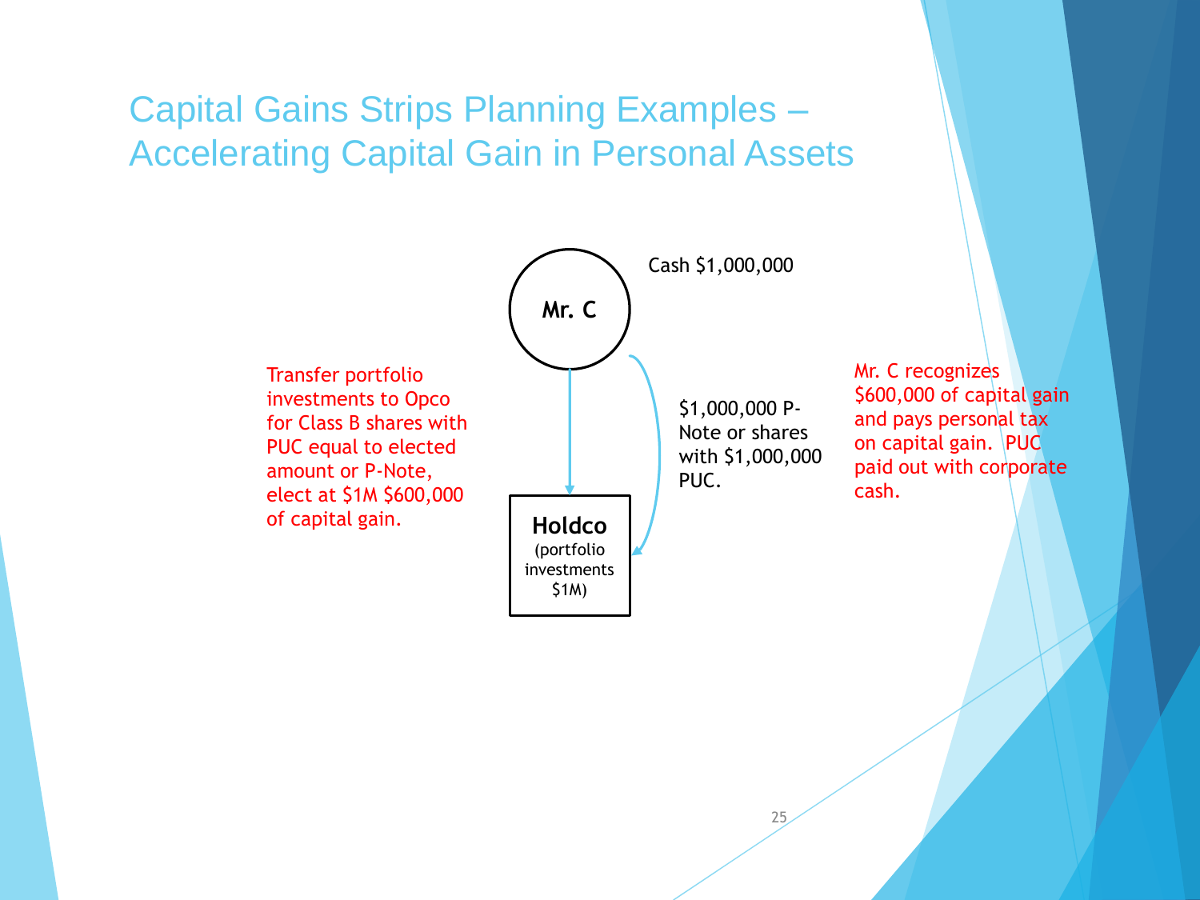# Capital Gains Strips Planning Examples – Accelerating Capital Gain in Personal Assets

**Mr. C**

Cash $1,000,000

Transfer portfolio investments to Opco for Class B shares with PUC equal to elected amount or P-Note, elect at $1M $600,000 of capital gain.

$1,000,000 P-Note or shares with $1,000,000 PUC.

Mr. C recognizes $600,000 of capital gain and pays personal tax on capital gain. PUC paid out with corporate cash.

**Holdco**
(portfolio investments $1M)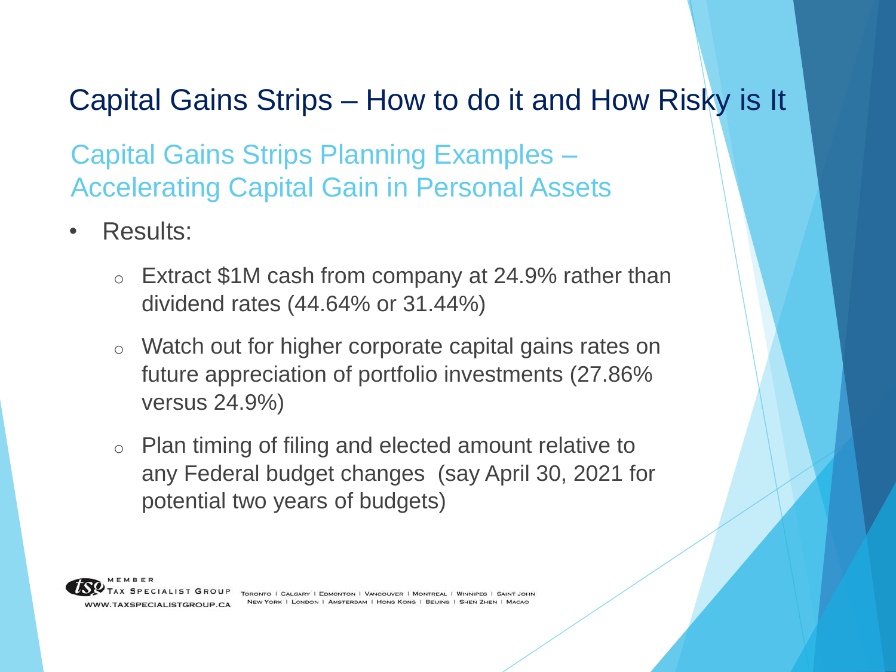# Capital Gains Strips – How to do it and How Risky is It

## Capital Gains Strips Planning Examples – Accelerating Capital Gain in Personal Assets

- Results:
  - Extract $1M cash from company at 24.9% rather than dividend rates (44.64% or 31.44%)
  - Watch out for higher corporate capital gains rates on future appreciation of portfolio investments (27.86% versus 24.9%)
  - Plan timing of filing and elected amount relative to any Federal budget changes (say April 30, 2021 for potential two years of budgets)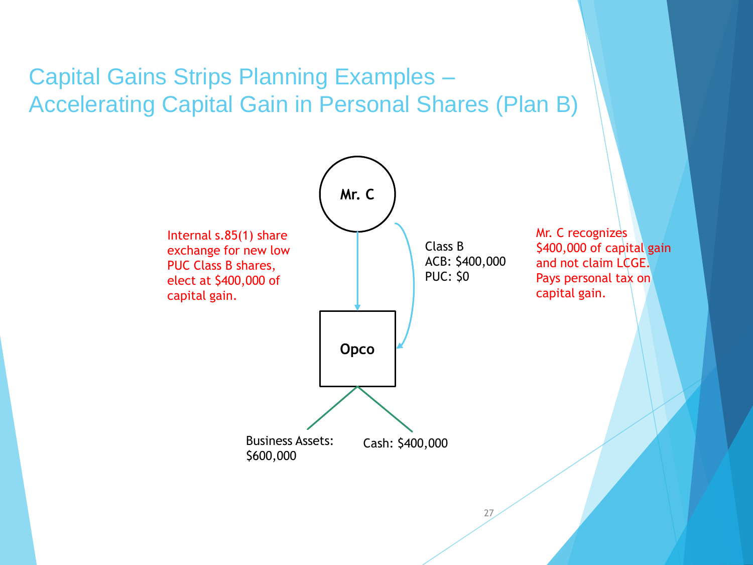# Capital Gains Strips Planning Examples – Accelerating Capital Gain in Personal Shares (Plan B)

**Mr. C**

Internal s.85(1) share exchange for new low PUC Class B shares, elect at $400,000 of capital gain.

Class B
ACB: $400,000
PUC: $0

Mr. C recognizes $400,000 of capital gain and not claim LCGE. Pays personal tax on capital gain.

**Opco**

Business Assets: $600,000

Cash: $400,000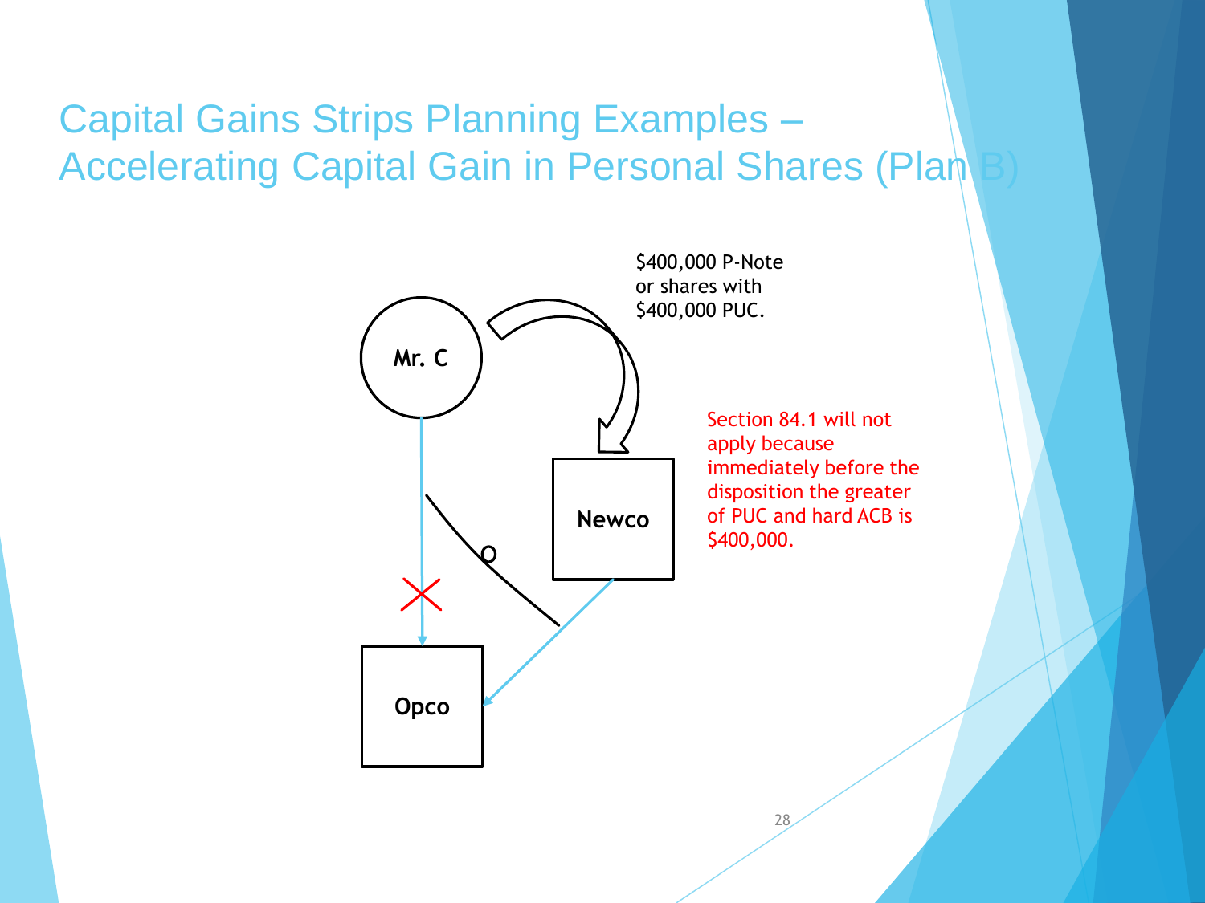# Capital Gains Strips Planning Examples – Accelerating Capital Gain in Personal Shares (Plan B)

Mr. C

Newco

Opco

$400,000 P-Note or shares with $400,000 PUC.

Section 84.1 will not apply because immediately before the disposition the greater of PUC and hard ACB is $400,000.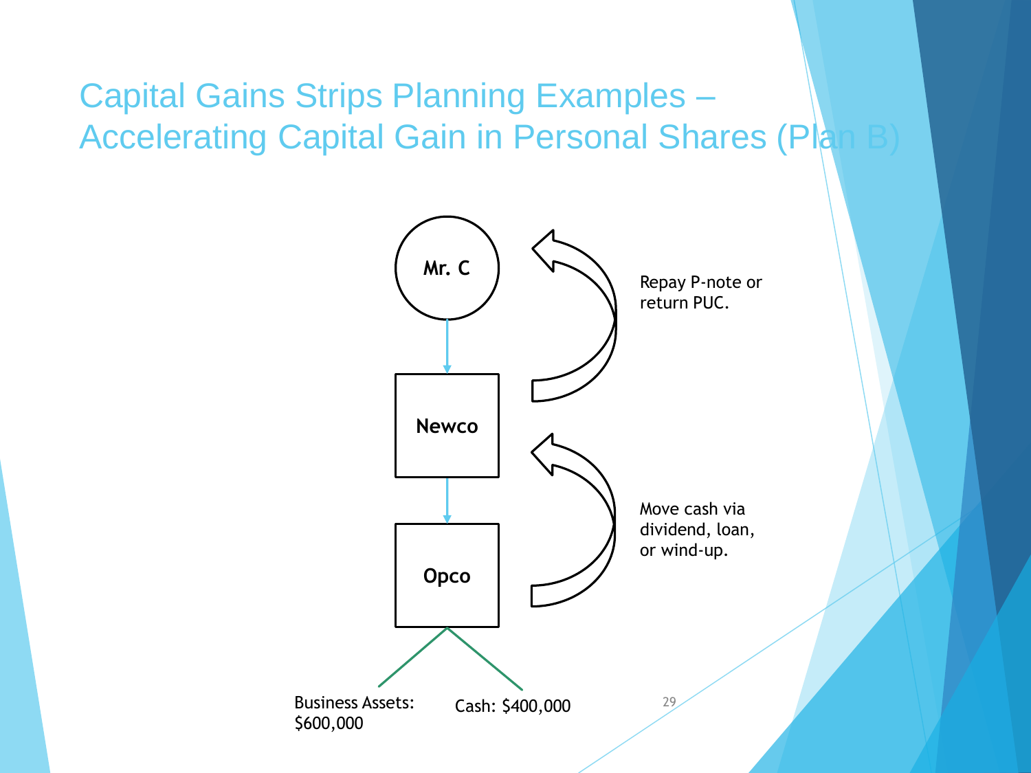# Capital Gains Strips Planning Examples – Accelerating Capital Gain in Personal Shares (Plan B)

Mr. C

Newco

Opco

Repay P-note or return PUC.

Move cash via dividend, loan, or wind-up.

Business Assets: $600,000

Cash: $400,000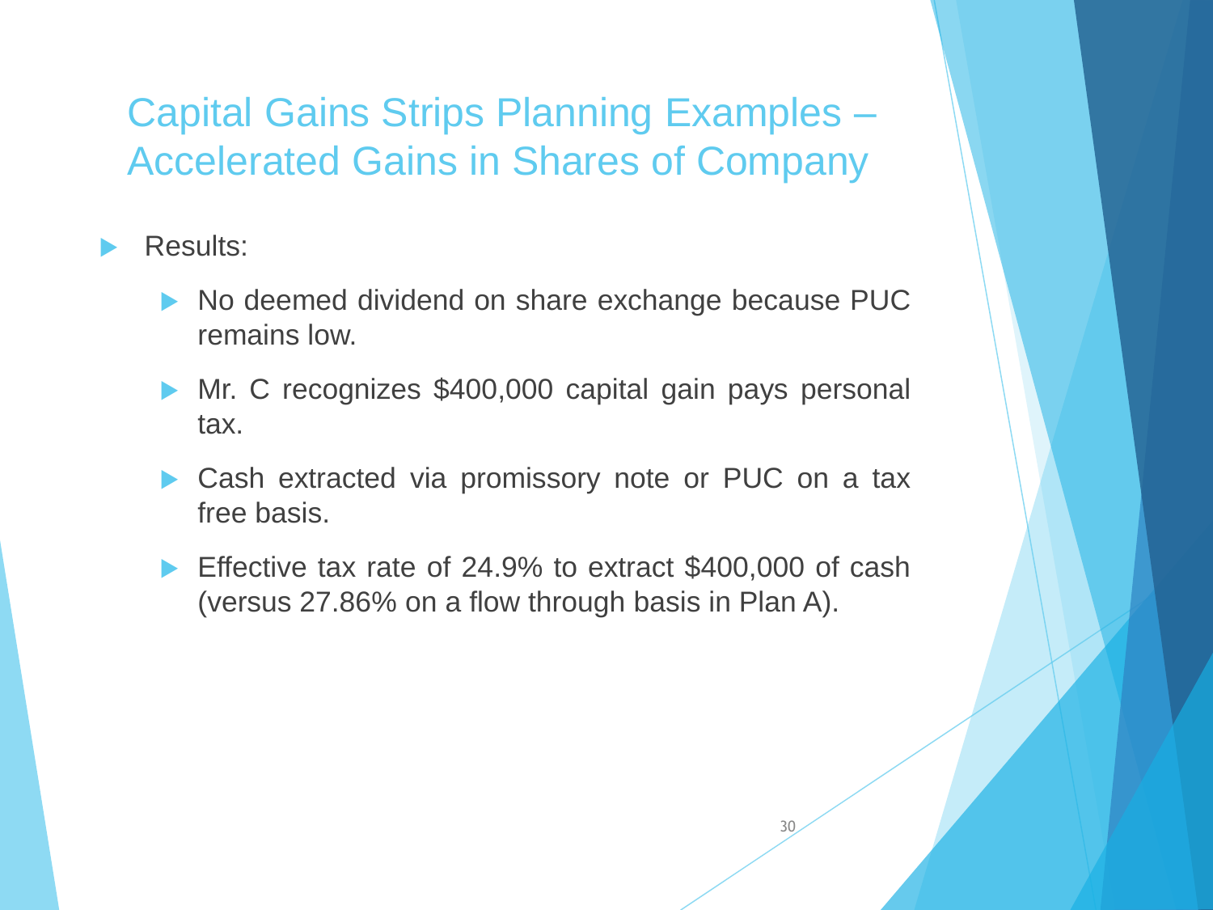# Capital Gains Strips Planning Examples – Accelerated Gains in Shares of Company

- Results:
  - No deemed dividend on share exchange because PUC remains low.
  - Mr. C recognizes $400,000 capital gain pays personal tax.
  - Cash extracted via promissory note or PUC on a tax free basis.
  - Effective tax rate of 24.9% to extract $400,000 of cash (versus 27.86% on a flow through basis in Plan A).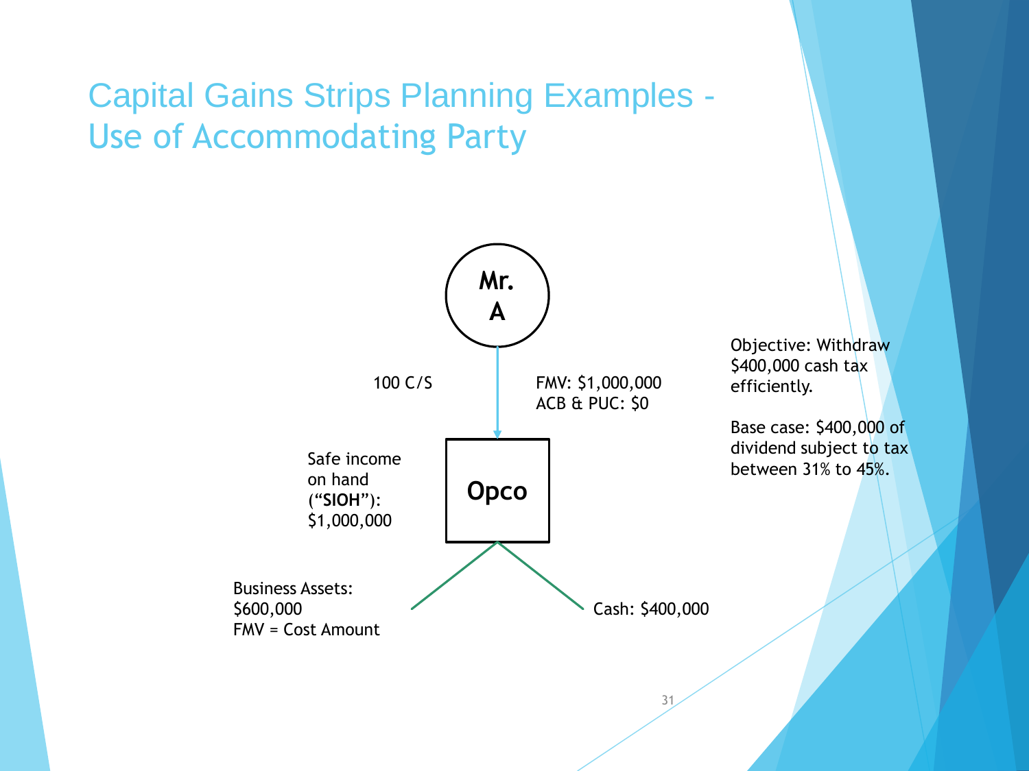# Capital Gains Strips Planning Examples - Use of Accommodating Party

**Mr. A**

100 C/S

FMV: $1,000,000
ACB & PUC: $0

**Opco**

Safe income on hand (“**SIOH**”): $1,000,000

Business Assets: $600,000
FMV = Cost Amount

Cash: $400,000

Objective: Withdraw $400,000 cash tax efficiently.

Base case: $400,000 of dividend subject to tax between 31% to 45%.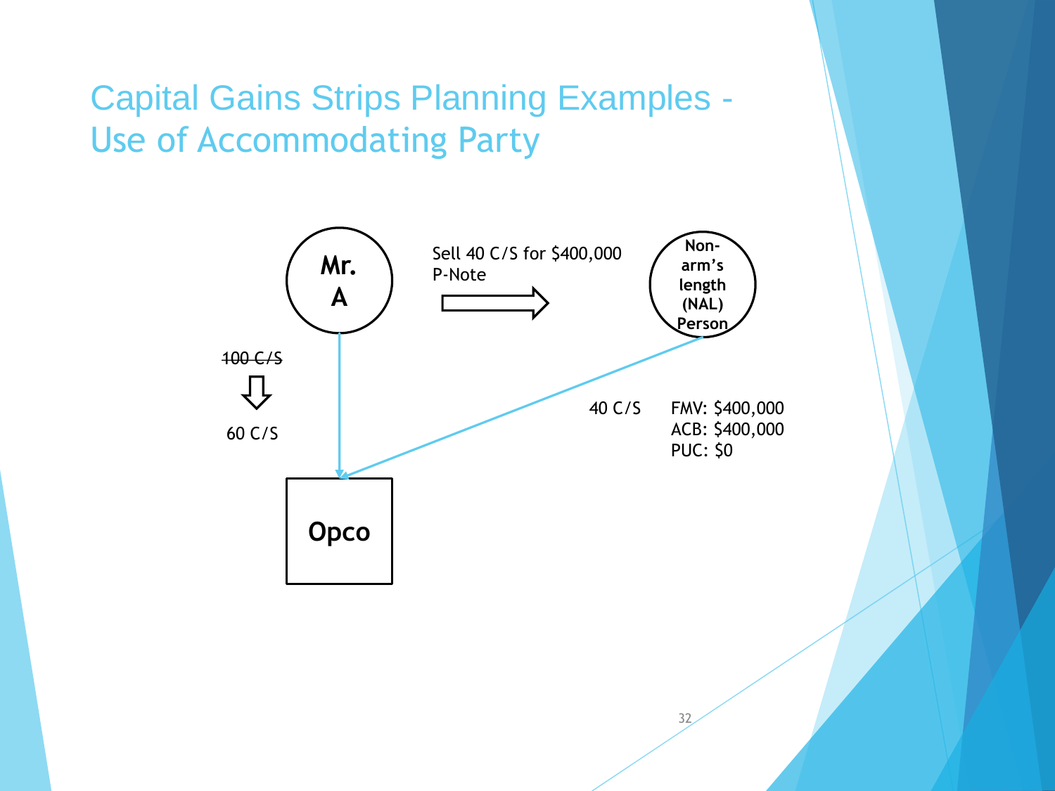# Capital Gains Strips Planning Examples - Use of Accommodating Party

Mr. A

Sell 40 C/S for $400,000 P-Note

Non-arm's length (NAL) Person

~~100 C/S~~

60 C/S

40 C/S

FMV: $400,000
ACB: $400,000
PUC: $0

Opco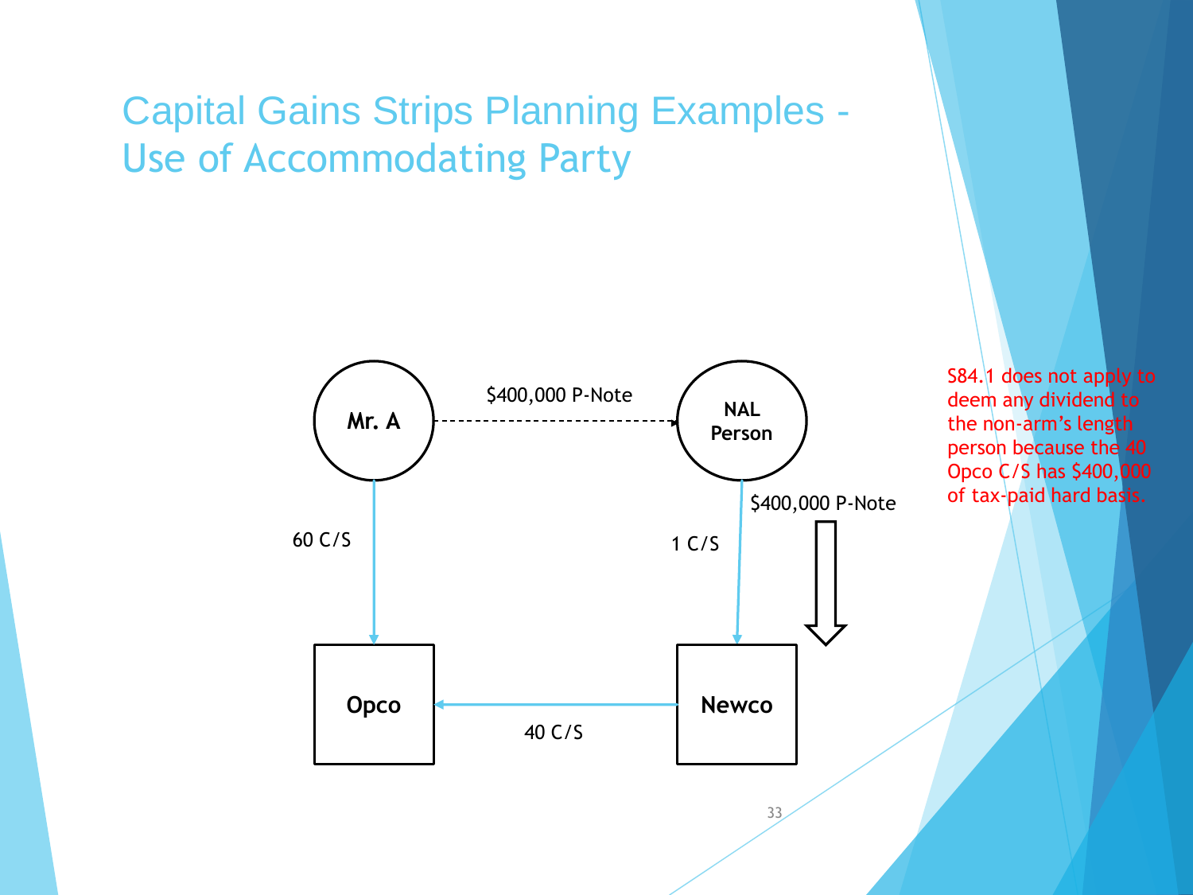# Capital Gains Strips Planning Examples - Use of Accommodating Party

Mr. A

$400,000 P-Note

NAL Person

60 C/S

1 C/S

$400,000 P-Note

Opco

Newco

40 C/S

S84.1 does not apply to deem any dividend to the non-arm's length person because the 40 Opco C/S has $400,000 of tax-paid hard basis.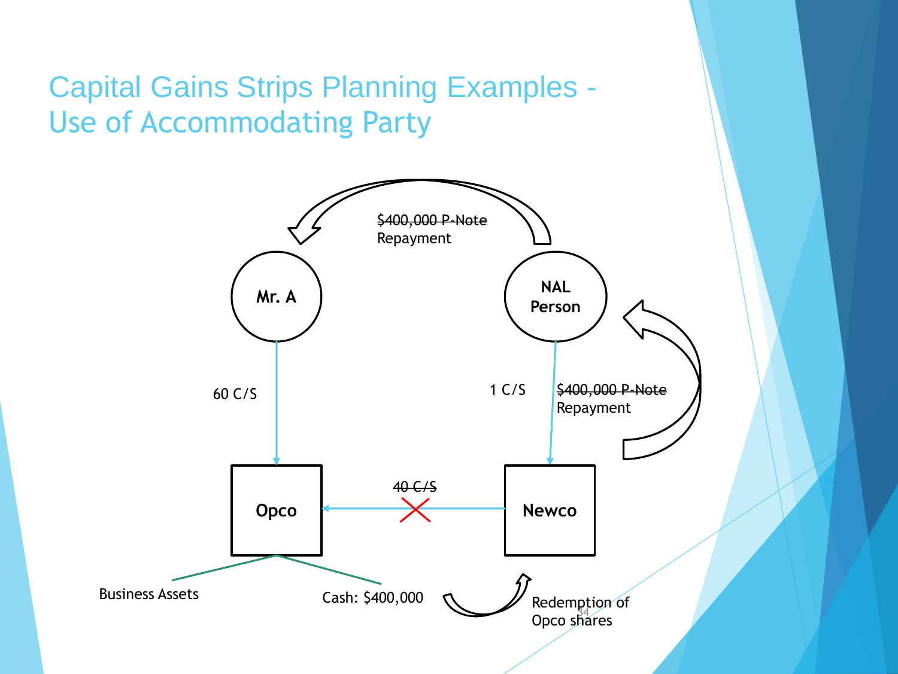# Capital Gains Strips Planning Examples - Use of Accommodating Party

~~$400,000 P-Note~~
Repayment

Mr. A

NAL Person

60 C/S

1 C/S

~~$400,000 P-Note~~
Repayment

Opco

~~40 C/S~~

Newco

Business Assets

Cash: $400,000

Redemption of Opco shares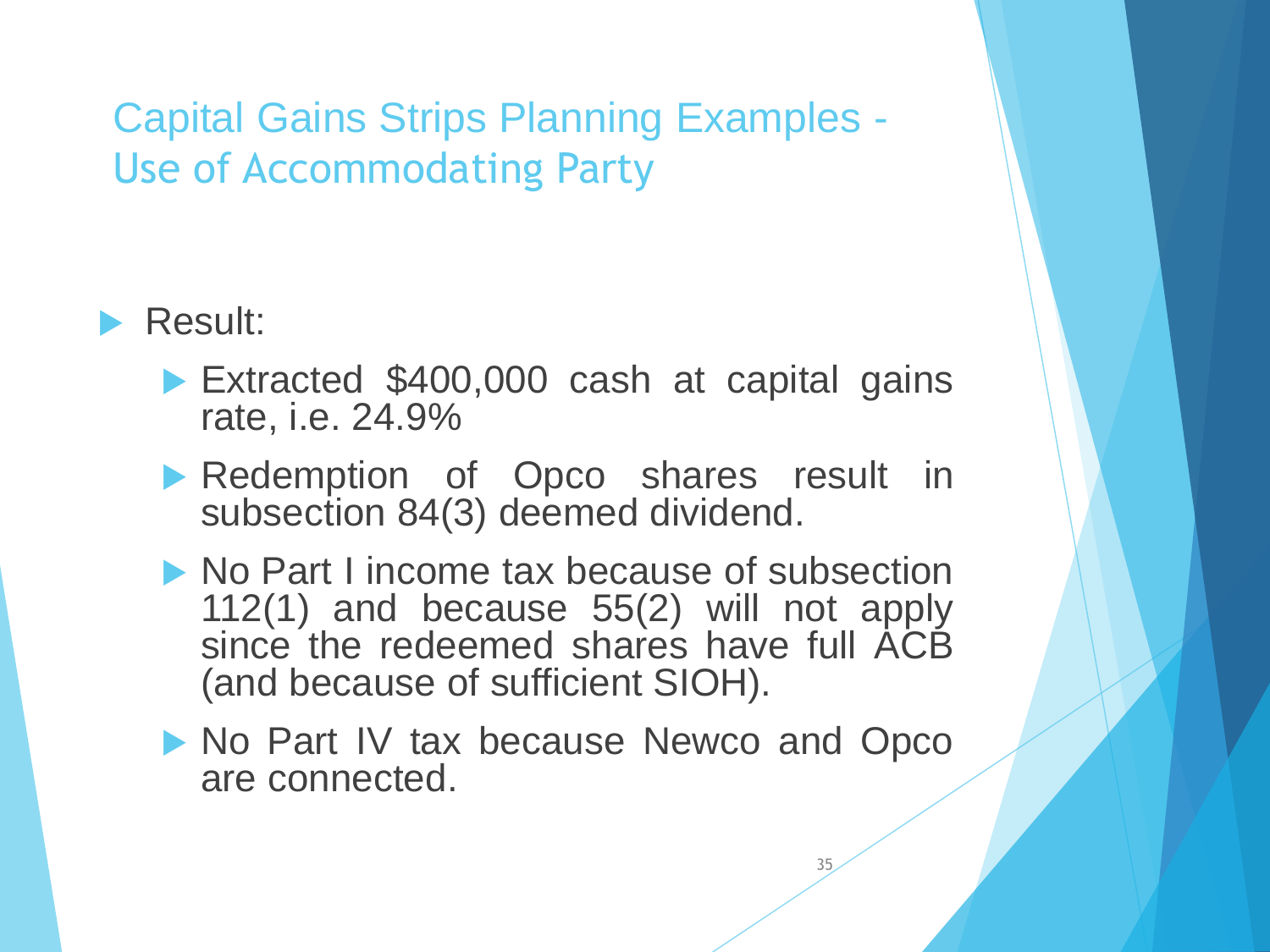# Capital Gains Strips Planning Examples - Use of Accommodating Party

- Result:
  - Extracted $400,000 cash at capital gains rate, i.e. 24.9%
  - Redemption of Opco shares result in subsection 84(3) deemed dividend.
  - No Part I income tax because of subsection 112(1) and because 55(2) will not apply since the redeemed shares have full ACB (and because of sufficient SIOH).
  - No Part IV tax because Newco and Opco are connected.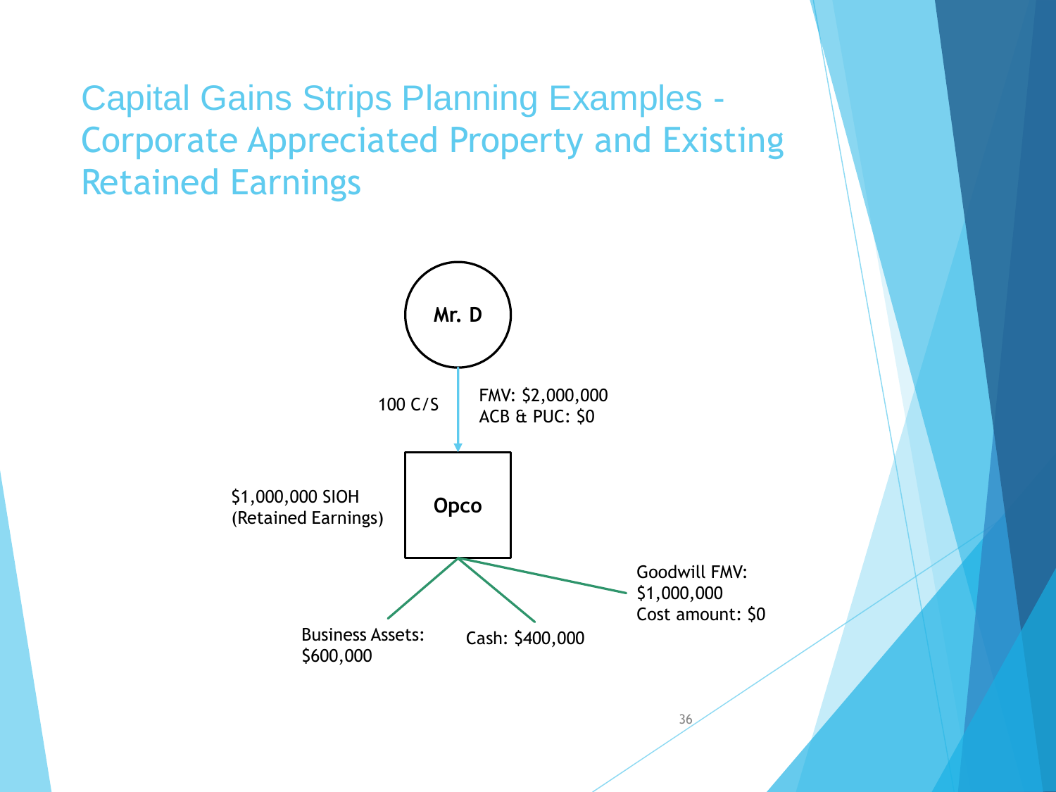# Capital Gains Strips Planning Examples - Corporate Appreciated Property and Existing Retained Earnings

Mr. D

100 C/S

FMV: $2,000,000
ACB & PUC: $0

Opco

$1,000,000 SIOH
(Retained Earnings)

Business Assets:
$600,000

Cash: $400,000

Goodwill FMV:
$1,000,000
Cost amount: $0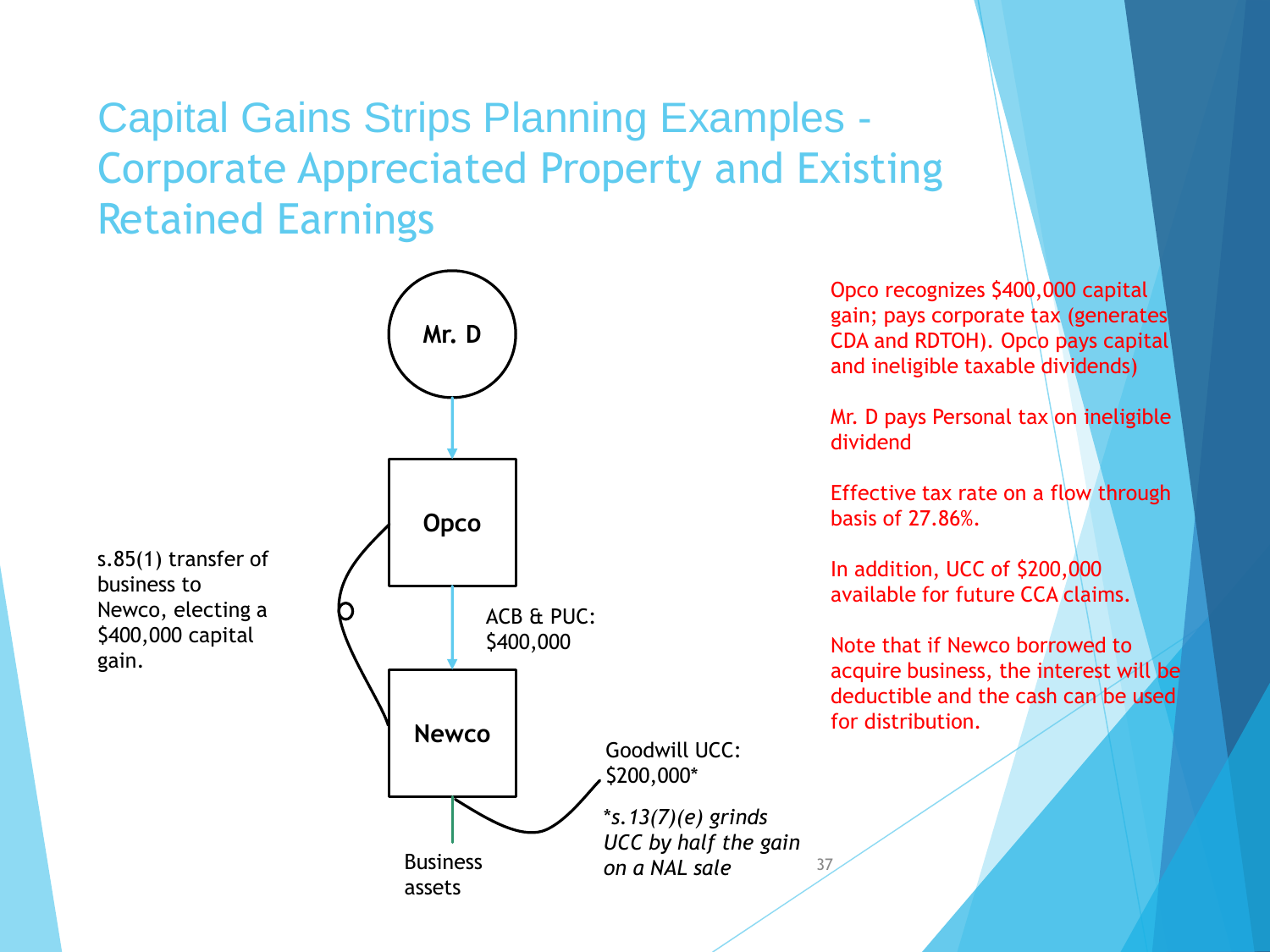# Capital Gains Strips Planning Examples - Corporate Appreciated Property and Existing Retained Earnings

Mr. D

Opco

Newco

s.85(1) transfer of business to Newco, electing a $400,000 capital gain.

ACB & PUC: $400,000

Business assets

Goodwill UCC: $200,000*

*\*s.13(7)(e) grinds UCC by half the gain on a NAL sale*

Opco recognizes $400,000 capital gain; pays corporate tax (generates CDA and RDTOH). Opco pays capital and ineligible taxable dividends)

Mr. D pays Personal tax on ineligible dividend

Effective tax rate on a flow through basis of 27.86%.

In addition, UCC of $200,000 available for future CCA claims.

Note that if Newco borrowed to acquire business, the interest will be deductible and the cash can be used for distribution.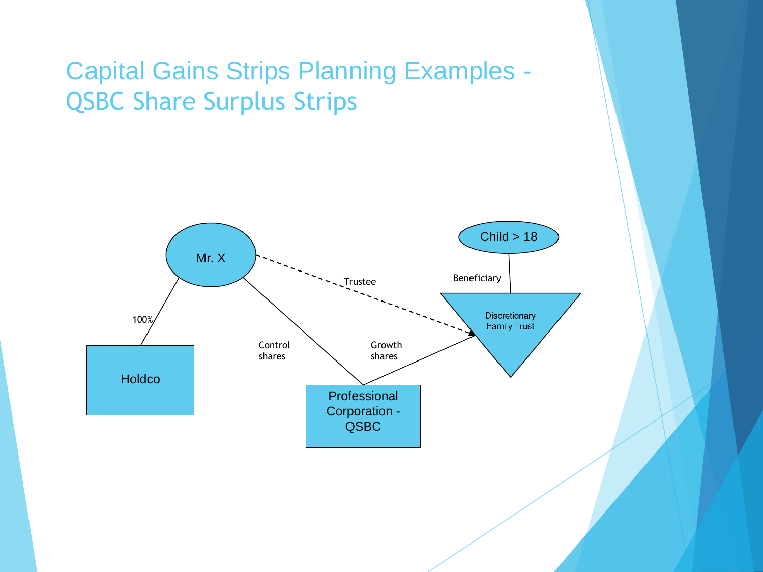# Capital Gains Strips Planning Examples - QSBC Share Surplus Strips

Mr. X

Child > 18

100%

Trustee

Beneficiary

Discretionary Family Trust

Holdco

Control shares

Growth shares

Professional Corporation - QSBC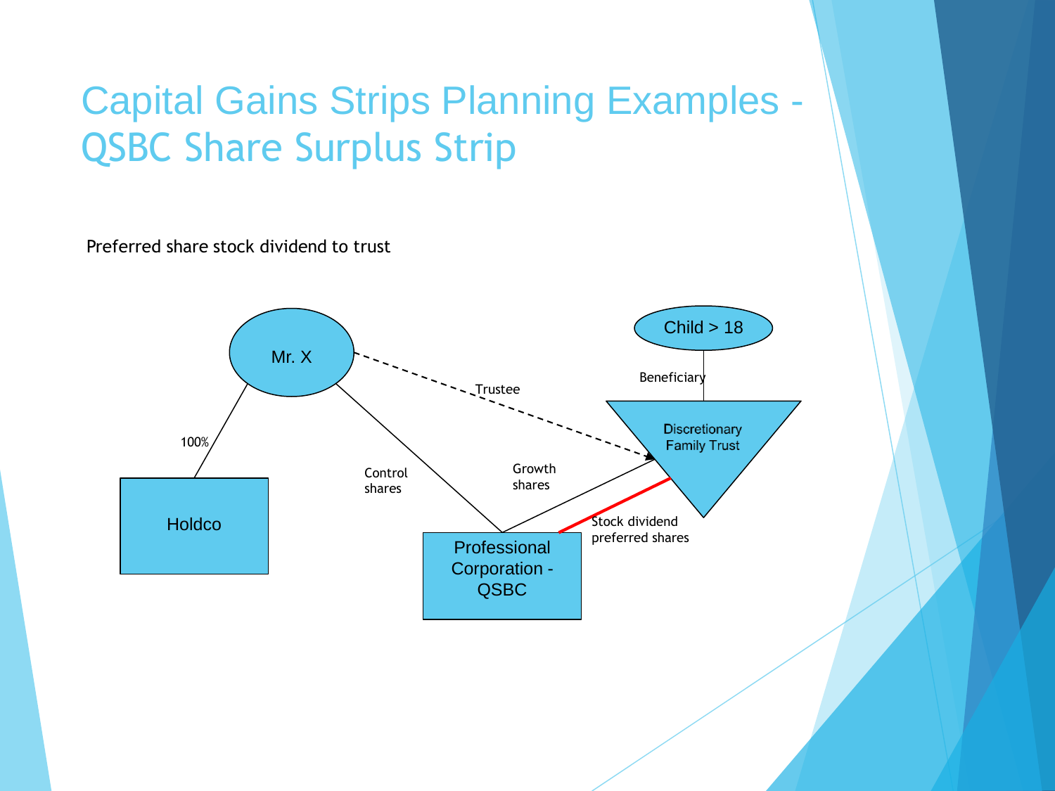# Capital Gains Strips Planning Examples - QSBC Share Surplus Strip

Preferred share stock dividend to trust

Mr. X

Holdco

100%

Control shares

Trustee

Child > 18

Beneficiary

Discretionary Family Trust

Growth shares

Stock dividend preferred shares

Professional Corporation - QSBC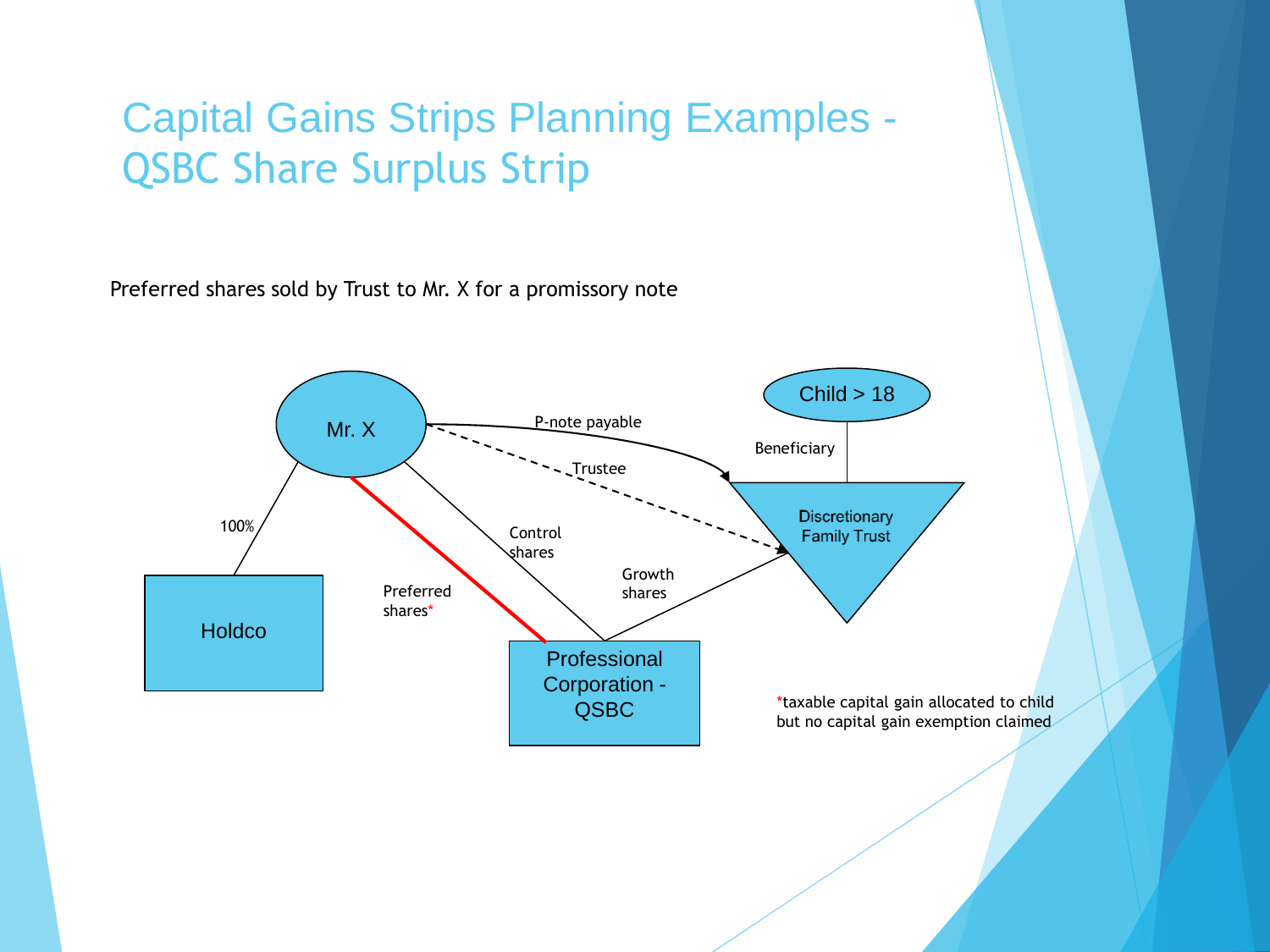# Capital Gains Strips Planning Examples - QSBC Share Surplus Strip

Preferred shares sold by Trust to Mr. X for a promissory note

Mr. X

Child > 18

P-note payable

Beneficiary

Trustee

100%

Discretionary Family Trust

Control shares

Growth shares

Preferred shares*

Holdco

Professional Corporation - QSBC

*taxable capital gain allocated to child but no capital gain exemption claimed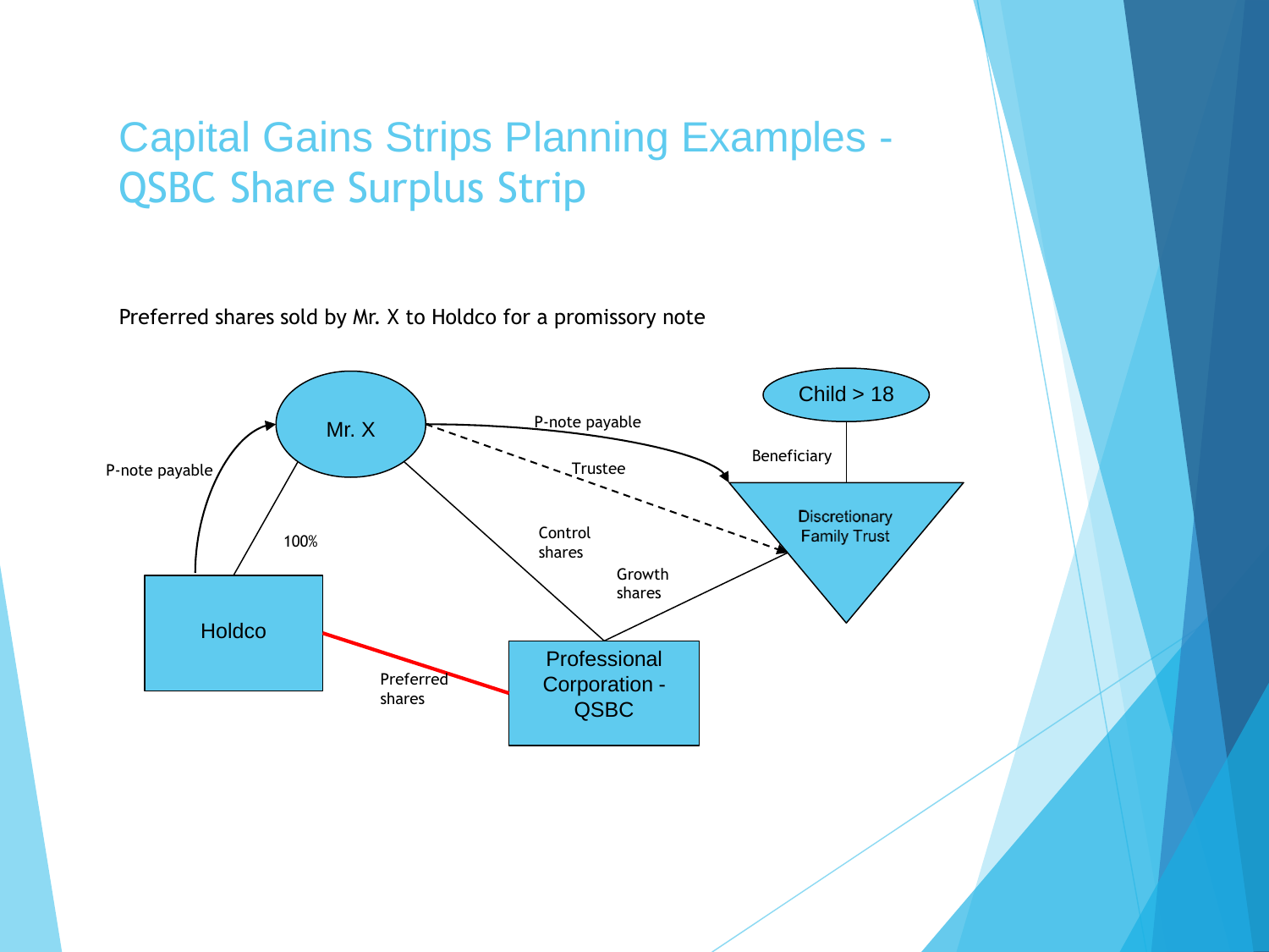# Capital Gains Strips Planning Examples - QSBC Share Surplus Strip

Preferred shares sold by Mr. X to Holdco for a promissory note

Mr. X

Child > 18

P-note payable

Trustee

Beneficiary

P-note payable

Discretionary Family Trust

100%

Control shares

Growth shares

Holdco

Preferred shares

Professional Corporation - QSBC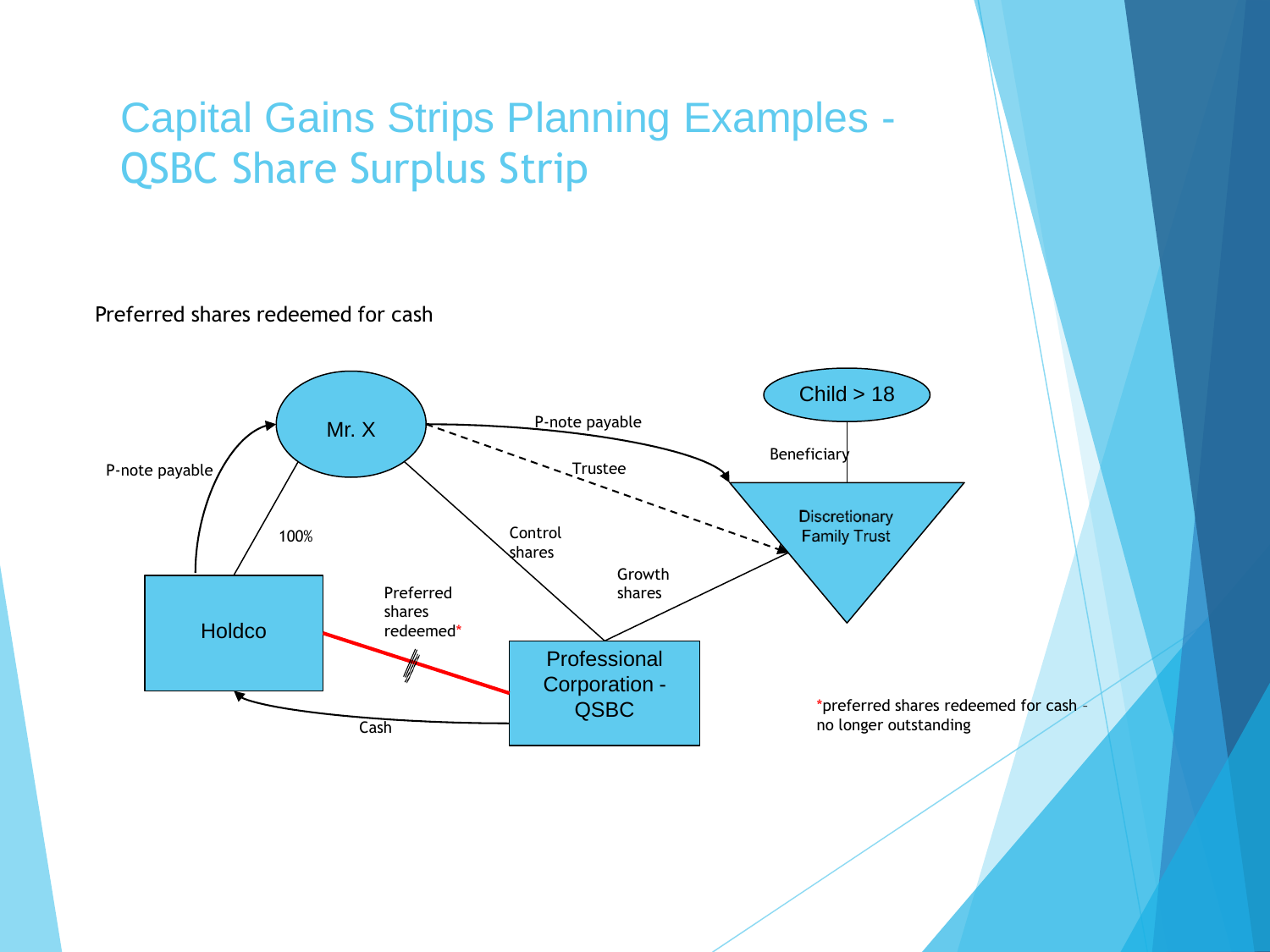# Capital Gains Strips Planning Examples - QSBC Share Surplus Strip

Preferred shares redeemed for cash

Mr. X

Child > 18

P-note payable

Beneficiary

Trustee

P-note payable

Discretionary Family Trust

100%

Control shares

Growth shares

Holdco

Preferred shares redeemed*

Professional Corporation - QSBC

Cash

*preferred shares redeemed for cash - no longer outstanding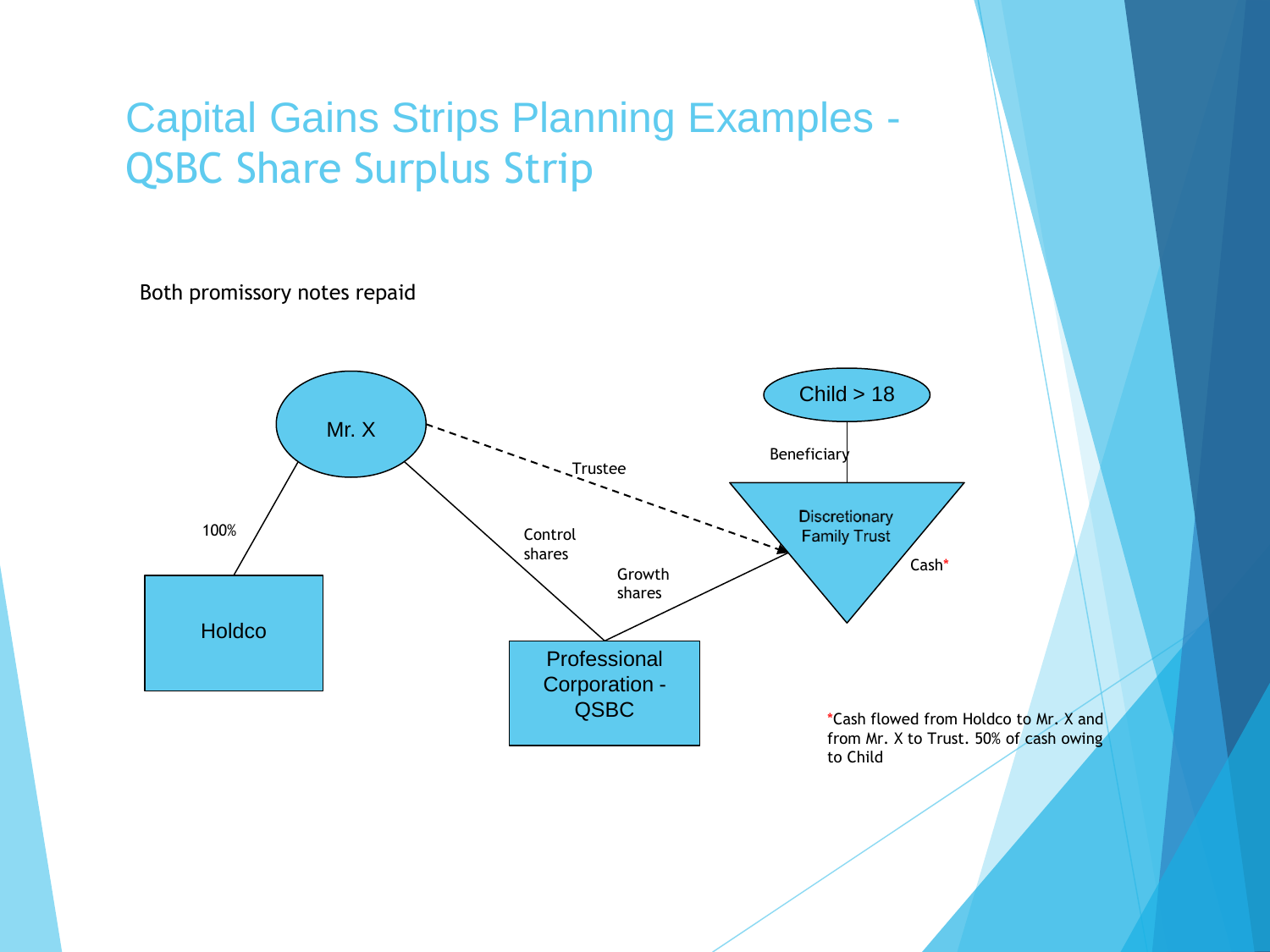# Capital Gains Strips Planning Examples - QSBC Share Surplus Strip

Both promissory notes repaid

Mr. X

Holdco

100%

Trustee

Control shares

Growth shares

Professional Corporation - QSBC

Child > 18

Beneficiary

Discretionary Family Trust

Cash*

*Cash flowed from Holdco to Mr. X and from Mr. X to Trust. 50% of cash owing to Child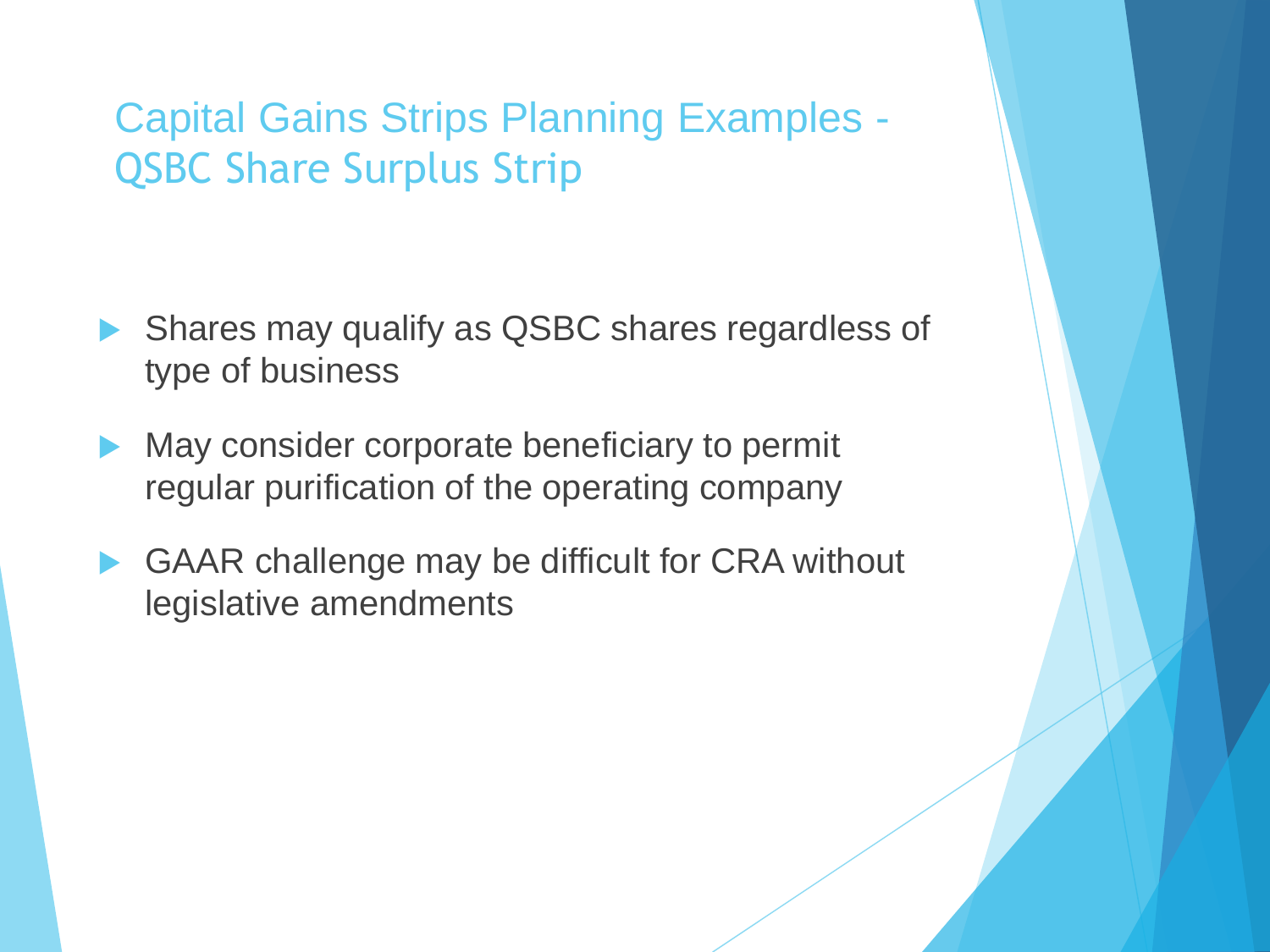# Capital Gains Strips Planning Examples - QSBC Share Surplus Strip

- Shares may qualify as QSBC shares regardless of type of business
- May consider corporate beneficiary to permit regular purification of the operating company
- GAAR challenge may be difficult for CRA without legislative amendments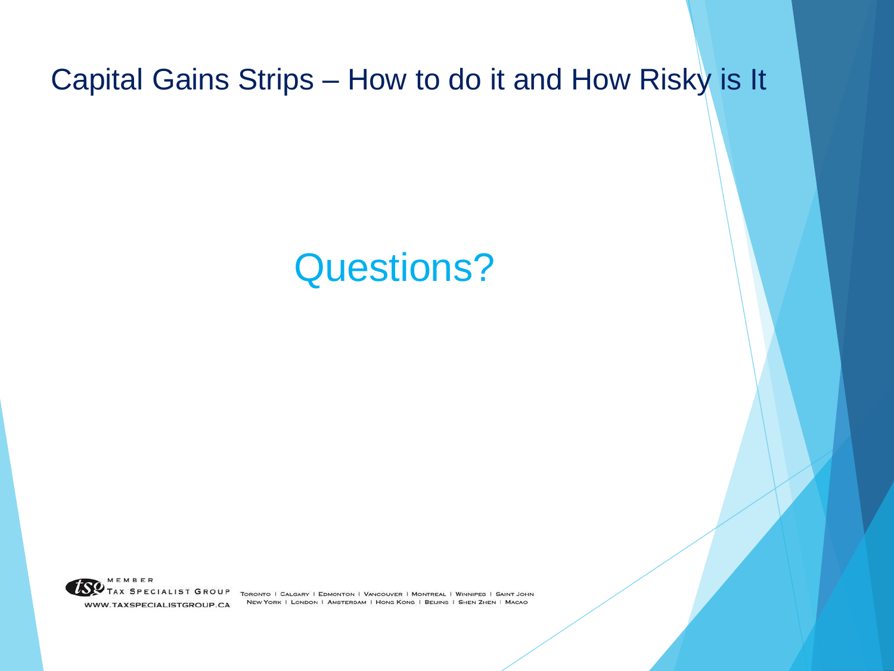# Capital Gains Strips – How to do it and How Risky is It

## Questions?